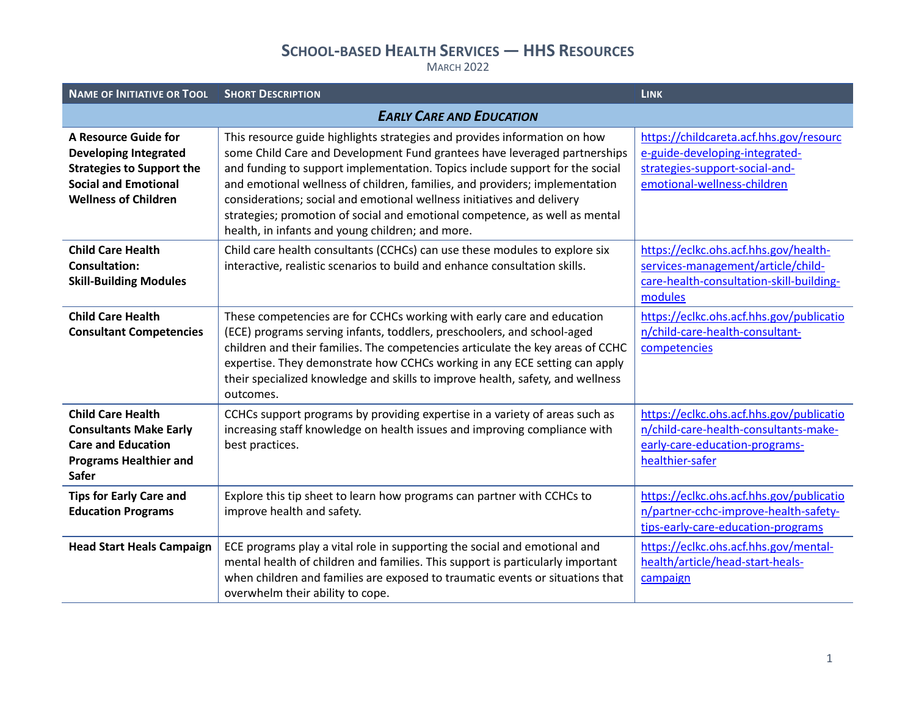# School-based Health Services — HHS Resources

March 2022

| Name of Initiative or Tool | Short Description | Link |
| --- | --- | --- |
| ***Early Care and Education*** | | |
| **A Resource Guide for Developing Integrated Strategies to Support the Social and Emotional Wellness of Children** | This resource guide highlights strategies and provides information on how some Child Care and Development Fund grantees have leveraged partnerships and funding to support implementation. Topics include support for the social and emotional wellness of children, families, and providers; implementation considerations; social and emotional wellness initiatives and delivery strategies; promotion of social and emotional competence, as well as mental health, in infants and young children; and more. | https://childcareta.acf.hhs.gov/resource-guide-developing-integrated-strategies-support-social-and-emotional-wellness-children |
| **Child Care Health Consultation: Skill-Building Modules** | Child care health consultants (CCHCs) can use these modules to explore six interactive, realistic scenarios to build and enhance consultation skills. | https://eclkc.ohs.acf.hhs.gov/health-services-management/article/child-care-health-consultation-skill-building-modules |
| **Child Care Health Consultant Competencies** | These competencies are for CCHCs working with early care and education (ECE) programs serving infants, toddlers, preschoolers, and school-aged children and their families. The competencies articulate the key areas of CCHC expertise. They demonstrate how CCHCs working in any ECE setting can apply their specialized knowledge and skills to improve health, safety, and wellness outcomes. | https://eclkc.ohs.acf.hhs.gov/publication/child-care-health-consultant-competencies |
| **Child Care Health Consultants Make Early Care and Education Programs Healthier and Safer** | CCHCs support programs by providing expertise in a variety of areas such as increasing staff knowledge on health issues and improving compliance with best practices. | https://eclkc.ohs.acf.hhs.gov/publication/child-care-health-consultants-make-early-care-education-programs-healthier-safer |
| **Tips for Early Care and Education Programs** | Explore this tip sheet to learn how programs can partner with CCHCs to improve health and safety. | https://eclkc.ohs.acf.hhs.gov/publication/partner-cchc-improve-health-safety-tips-early-care-education-programs |
| **Head Start Heals Campaign** | ECE programs play a vital role in supporting the social and emotional and mental health of children and families. This support is particularly important when children and families are exposed to traumatic events or situations that overwhelm their ability to cope. | https://eclkc.ohs.acf.hhs.gov/mental-health/article/head-start-heals-campaign |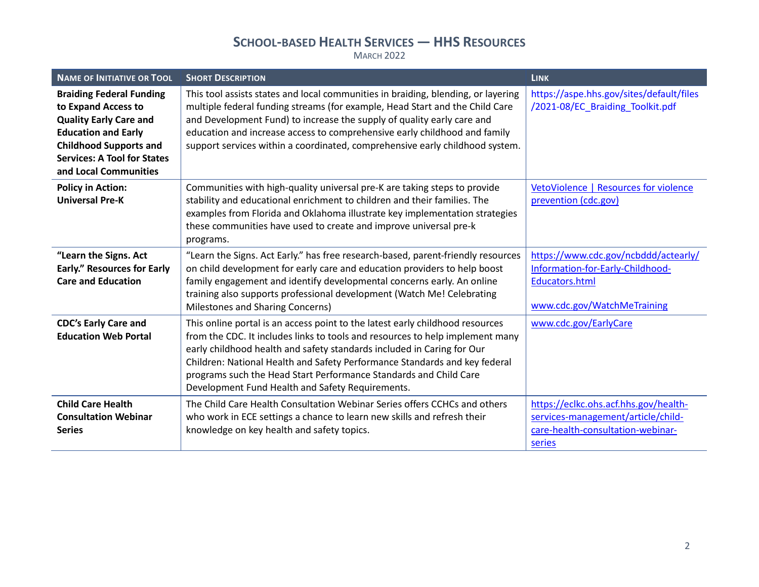# SCHOOL-BASED HEALTH SERVICES — HHS RESOURCES

MARCH 2022

| NAME OF INITIATIVE OR TOOL | SHORT DESCRIPTION | LINK |
|---|---|---|
| **Braiding Federal Funding to Expand Access to Quality Early Care and Education and Early Childhood Supports and Services: A Tool for States and Local Communities** | This tool assists states and local communities in braiding, blending, or layering multiple federal funding streams (for example, Head Start and the Child Care and Development Fund) to increase the supply of quality early care and education and increase access to comprehensive early childhood and family support services within a coordinated, comprehensive early childhood system. | https://aspe.hhs.gov/sites/default/files/2021-08/EC_Braiding_Toolkit.pdf |
| **Policy in Action: Universal Pre-K** | Communities with high-quality universal pre-K are taking steps to provide stability and educational enrichment to children and their families. The examples from Florida and Oklahoma illustrate key implementation strategies these communities have used to create and improve universal pre-k programs. | VetoViolence \| Resources for violence prevention (cdc.gov) |
| **"Learn the Signs. Act Early." Resources for Early Care and Education** | "Learn the Signs. Act Early." has free research-based, parent-friendly resources on child development for early care and education providers to help boost family engagement and identify developmental concerns early. An online training also supports professional development (Watch Me! Celebrating Milestones and Sharing Concerns) | https://www.cdc.gov/ncbddd/actearly/Information-for-Early-Childhood-Educators.html<br><br>www.cdc.gov/WatchMeTraining |
| **CDC's Early Care and Education Web Portal** | This online portal is an access point to the latest early childhood resources from the CDC. It includes links to tools and resources to help implement many early childhood health and safety standards included in Caring for Our Children: National Health and Safety Performance Standards and key federal programs such the Head Start Performance Standards and Child Care Development Fund Health and Safety Requirements. | www.cdc.gov/EarlyCare |
| **Child Care Health Consultation Webinar Series** | The Child Care Health Consultation Webinar Series offers CCHCs and others who work in ECE settings a chance to learn new skills and refresh their knowledge on key health and safety topics. | https://eclkc.ohs.acf.hhs.gov/health-services-management/article/child-care-health-consultation-webinar-series |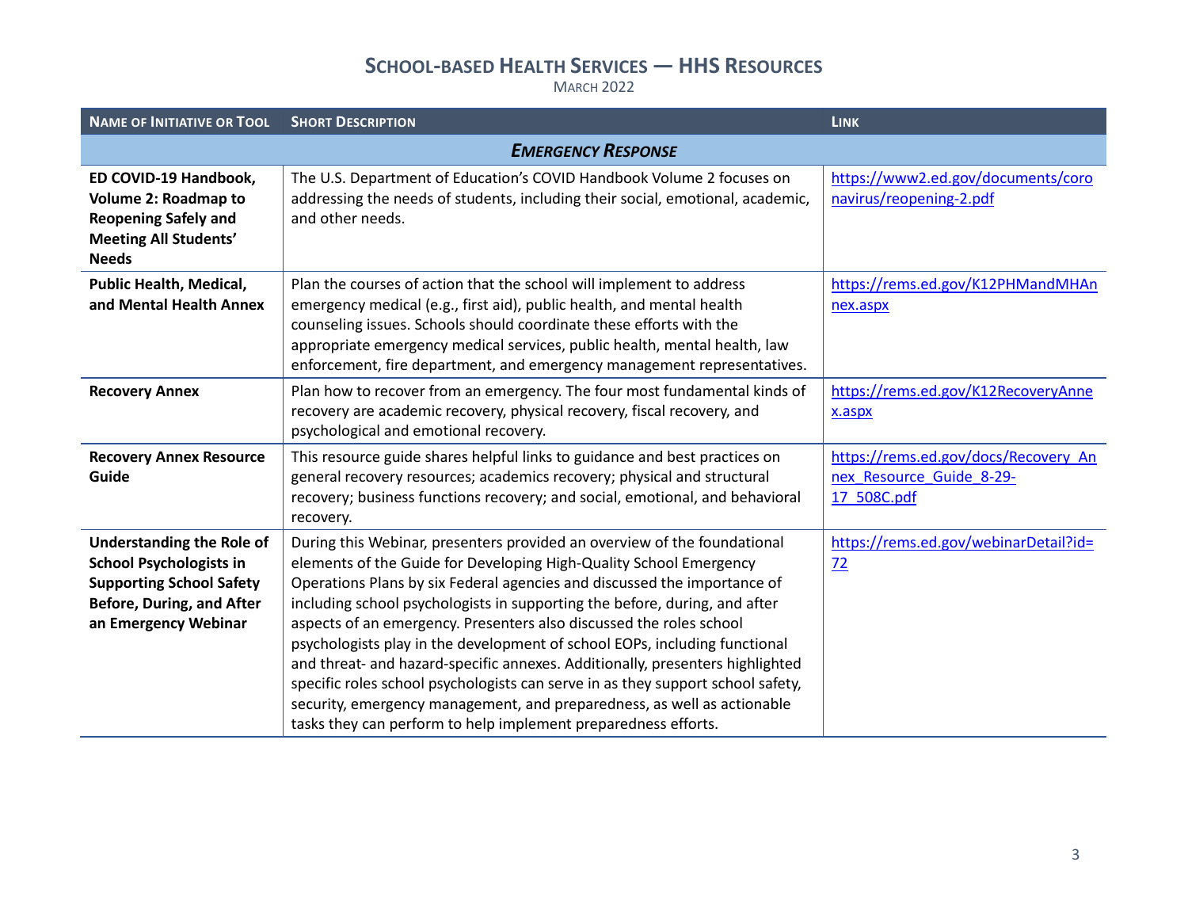| Name of Initiative or Tool | Short Description | Link |
|---|---|---|
| ***Emergency Response*** | | |
| **ED COVID-19 Handbook, Volume 2: Roadmap to Reopening Safely and Meeting All Students' Needs** | The U.S. Department of Education's COVID Handbook Volume 2 focuses on addressing the needs of students, including their social, emotional, academic, and other needs. | https://www2.ed.gov/documents/coronavirus/reopening-2.pdf |
| **Public Health, Medical, and Mental Health Annex** | Plan the courses of action that the school will implement to address emergency medical (e.g., first aid), public health, and mental health counseling issues. Schools should coordinate these efforts with the appropriate emergency medical services, public health, mental health, law enforcement, fire department, and emergency management representatives. | https://rems.ed.gov/K12PHMandMHAnnex.aspx |
| **Recovery Annex** | Plan how to recover from an emergency. The four most fundamental kinds of recovery are academic recovery, physical recovery, fiscal recovery, and psychological and emotional recovery. | https://rems.ed.gov/K12RecoveryAnnex.aspx |
| **Recovery Annex Resource Guide** | This resource guide shares helpful links to guidance and best practices on general recovery resources; academics recovery; physical and structural recovery; business functions recovery; and social, emotional, and behavioral recovery. | https://rems.ed.gov/docs/Recovery_Annex_Resource_Guide_8-29-17_508C.pdf |
| **Understanding the Role of School Psychologists in Supporting School Safety Before, During, and After an Emergency Webinar** | During this Webinar, presenters provided an overview of the foundational elements of the Guide for Developing High-Quality School Emergency Operations Plans by six Federal agencies and discussed the importance of including school psychologists in supporting the before, during, and after aspects of an emergency. Presenters also discussed the roles school psychologists play in the development of school EOPs, including functional and threat- and hazard-specific annexes. Additionally, presenters highlighted specific roles school psychologists can serve in as they support school safety, security, emergency management, and preparedness, as well as actionable tasks they can perform to help implement preparedness efforts. | https://rems.ed.gov/webinarDetail?id=72 |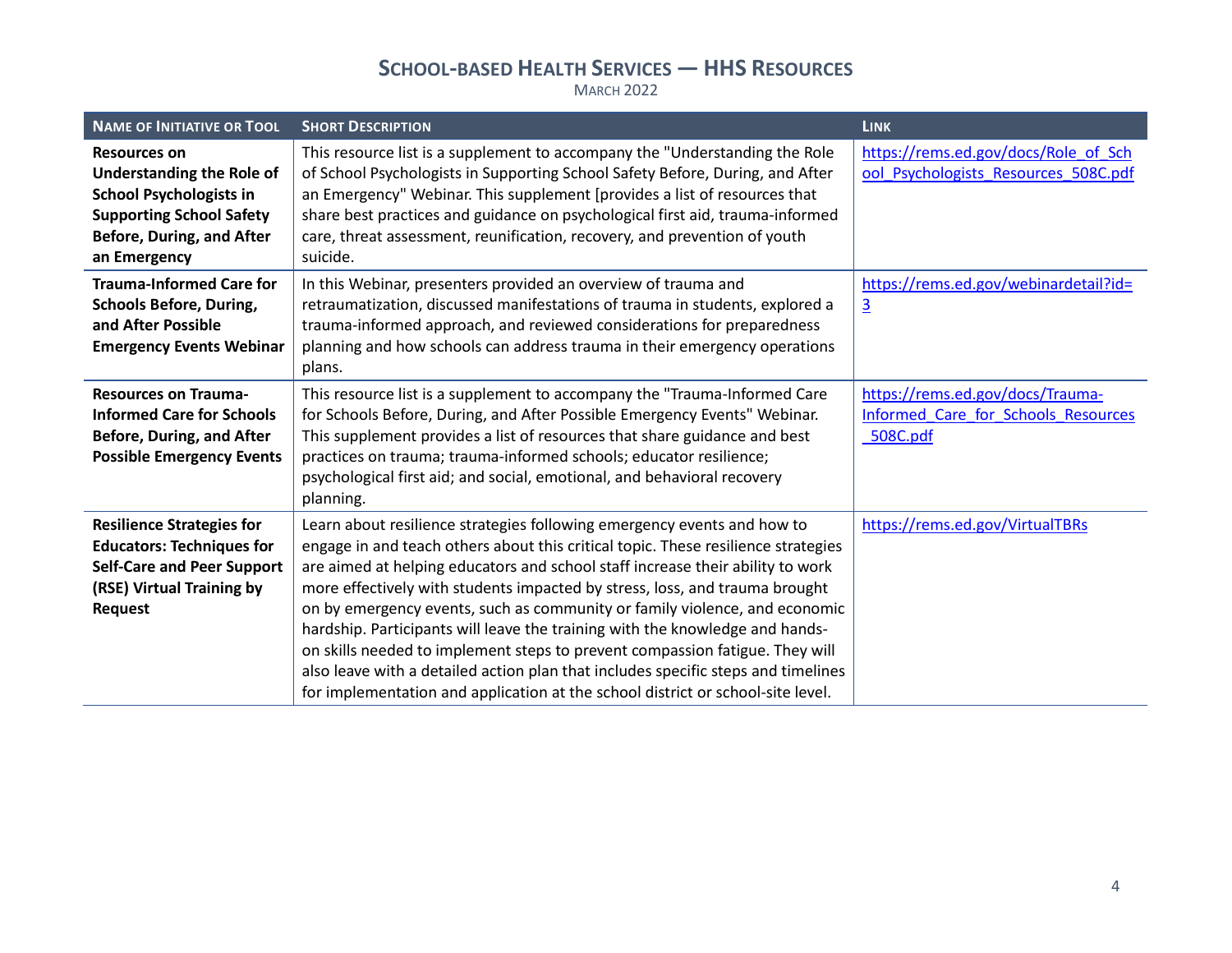# School-based Health Services — HHS Resources

March 2022

| Name of Initiative or Tool | Short Description | Link |
| --- | --- | --- |
| **Resources on Understanding the Role of School Psychologists in Supporting School Safety Before, During, and After an Emergency** | This resource list is a supplement to accompany the "Understanding the Role of School Psychologists in Supporting School Safety Before, During, and After an Emergency" Webinar. This supplement [provides a list of resources that share best practices and guidance on psychological first aid, trauma-informed care, threat assessment, reunification, recovery, and prevention of youth suicide. | https://rems.ed.gov/docs/Role_of_School_Psychologists_Resources_508C.pdf |
| **Trauma-Informed Care for Schools Before, During, and After Possible Emergency Events Webinar** | In this Webinar, presenters provided an overview of trauma and retraumatization, discussed manifestations of trauma in students, explored a trauma-informed approach, and reviewed considerations for preparedness planning and how schools can address trauma in their emergency operations plans. | https://rems.ed.gov/webinardetail?id=3 |
| **Resources on Trauma-Informed Care for Schools Before, During, and After Possible Emergency Events** | This resource list is a supplement to accompany the "Trauma-Informed Care for Schools Before, During, and After Possible Emergency Events" Webinar. This supplement provides a list of resources that share guidance and best practices on trauma; trauma-informed schools; educator resilience; psychological first aid; and social, emotional, and behavioral recovery planning. | https://rems.ed.gov/docs/Trauma-Informed_Care_for_Schools_Resources_508C.pdf |
| **Resilience Strategies for Educators: Techniques for Self-Care and Peer Support (RSE) Virtual Training by Request** | Learn about resilience strategies following emergency events and how to engage in and teach others about this critical topic. These resilience strategies are aimed at helping educators and school staff increase their ability to work more effectively with students impacted by stress, loss, and trauma brought on by emergency events, such as community or family violence, and economic hardship. Participants will leave the training with the knowledge and hands-on skills needed to implement steps to prevent compassion fatigue. They will also leave with a detailed action plan that includes specific steps and timelines for implementation and application at the school district or school-site level. | https://rems.ed.gov/VirtualTBRs |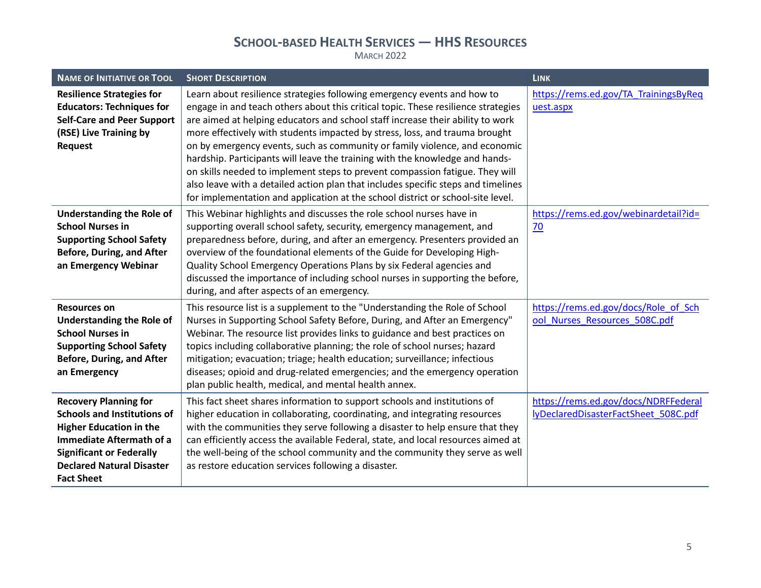| Name of Initiative or Tool | Short Description | Link |
|---|---|---|
| **Resilience Strategies for Educators: Techniques for Self-Care and Peer Support (RSE) Live Training by Request** | Learn about resilience strategies following emergency events and how to engage in and teach others about this critical topic. These resilience strategies are aimed at helping educators and school staff increase their ability to work more effectively with students impacted by stress, loss, and trauma brought on by emergency events, such as community or family violence, and economic hardship. Participants will leave the training with the knowledge and hands-on skills needed to implement steps to prevent compassion fatigue. They will also leave with a detailed action plan that includes specific steps and timelines for implementation and application at the school district or school-site level. | https://rems.ed.gov/TA_TrainingsByRequest.aspx |
| **Understanding the Role of School Nurses in Supporting School Safety Before, During, and After an Emergency Webinar** | This Webinar highlights and discusses the role school nurses have in supporting overall school safety, security, emergency management, and preparedness before, during, and after an emergency. Presenters provided an overview of the foundational elements of the Guide for Developing High-Quality School Emergency Operations Plans by six Federal agencies and discussed the importance of including school nurses in supporting the before, during, and after aspects of an emergency. | https://rems.ed.gov/webinardetail?id=70 |
| **Resources on Understanding the Role of School Nurses in Supporting School Safety Before, During, and After an Emergency** | This resource list is a supplement to the "Understanding the Role of School Nurses in Supporting School Safety Before, During, and After an Emergency" Webinar. The resource list provides links to guidance and best practices on topics including collaborative planning; the role of school nurses; hazard mitigation; evacuation; triage; health education; surveillance; infectious diseases; opioid and drug-related emergencies; and the emergency operation plan public health, medical, and mental health annex. | https://rems.ed.gov/docs/Role_of_School_Nurses_Resources_508C.pdf |
| **Recovery Planning for Schools and Institutions of Higher Education in the Immediate Aftermath of a Significant or Federally Declared Natural Disaster Fact Sheet** | This fact sheet shares information to support schools and institutions of higher education in collaborating, coordinating, and integrating resources with the communities they serve following a disaster to help ensure that they can efficiently access the available Federal, state, and local resources aimed at the well-being of the school community and the community they serve as well as restore education services following a disaster. | https://rems.ed.gov/docs/NDRFFederallyDeclaredDisasterFactSheet_508C.pdf |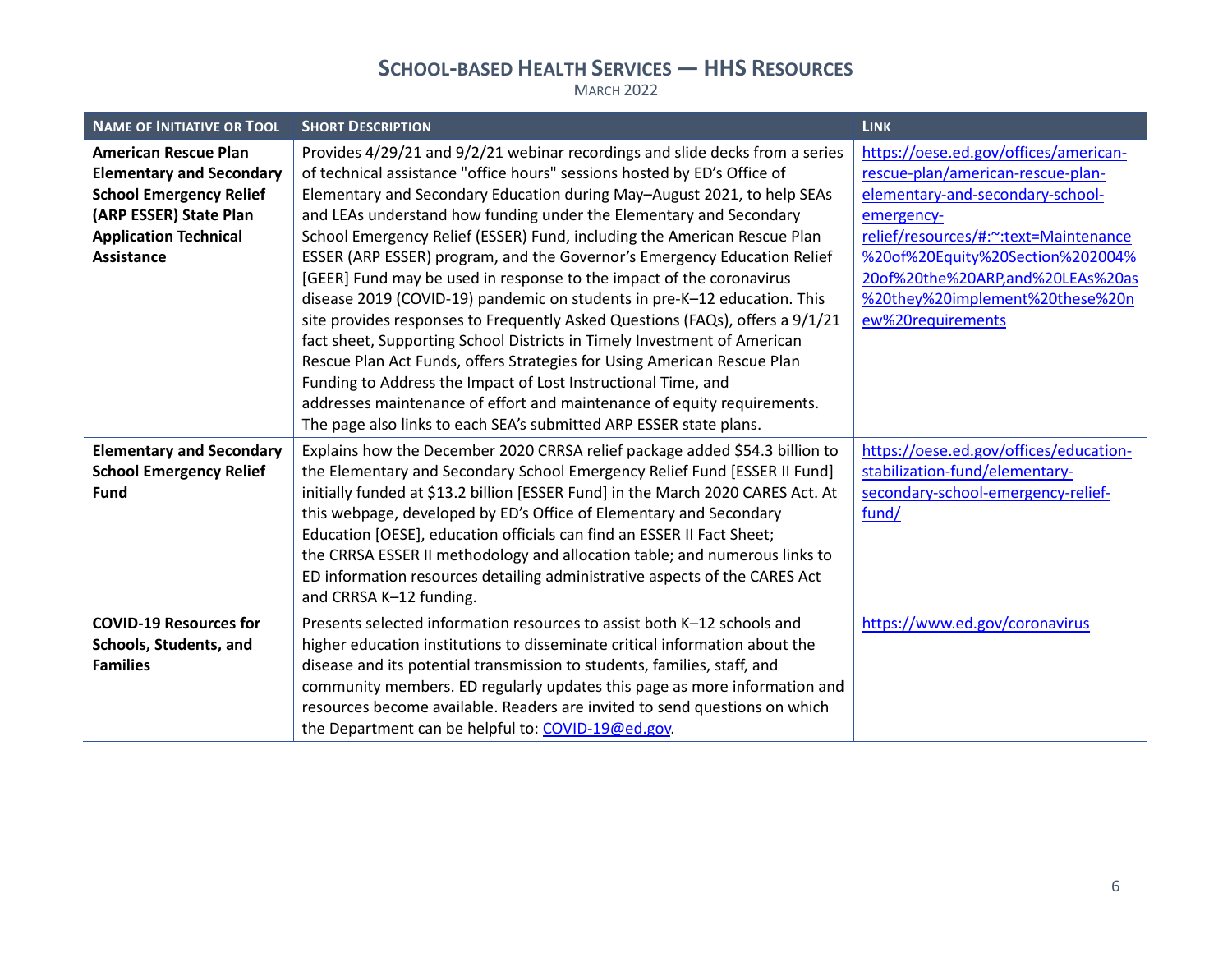# School-based Health Services — HHS Resources

March 2022

| Name of Initiative or Tool | Short Description | Link |
| --- | --- | --- |
| **American Rescue Plan Elementary and Secondary School Emergency Relief (ARP ESSER) State Plan Application Technical Assistance** | Provides 4/29/21 and 9/2/21 webinar recordings and slide decks from a series of technical assistance "office hours" sessions hosted by ED's Office of Elementary and Secondary Education during May–August 2021, to help SEAs and LEAs understand how funding under the Elementary and Secondary School Emergency Relief (ESSER) Fund, including the American Rescue Plan ESSER (ARP ESSER) program, and the Governor's Emergency Education Relief [GEER] Fund may be used in response to the impact of the coronavirus disease 2019 (COVID-19) pandemic on students in pre-K–12 education. This site provides responses to Frequently Asked Questions (FAQs), offers a 9/1/21 fact sheet, Supporting School Districts in Timely Investment of American Rescue Plan Act Funds, offers Strategies for Using American Rescue Plan Funding to Address the Impact of Lost Instructional Time, and addresses maintenance of effort and maintenance of equity requirements. The page also links to each SEA's submitted ARP ESSER state plans. | https://oese.ed.gov/offices/american-rescue-plan/american-rescue-plan-elementary-and-secondary-school-emergency-relief/resources/#:~:text=Maintenance%20of%20Equity%20Section%202004%20of%20the%20ARP,and%20LEAs%20as%20they%20implement%20these%20new%20requirements |
| **Elementary and Secondary School Emergency Relief Fund** | Explains how the December 2020 CRRSA relief package added $54.3 billion to the Elementary and Secondary School Emergency Relief Fund [ESSER II Fund] initially funded at $13.2 billion [ESSER Fund] in the March 2020 CARES Act. At this webpage, developed by ED's Office of Elementary and Secondary Education [OESE], education officials can find an ESSER II Fact Sheet; the CRRSA ESSER II methodology and allocation table; and numerous links to ED information resources detailing administrative aspects of the CARES Act and CRRSA K–12 funding. | https://oese.ed.gov/offices/education-stabilization-fund/elementary-secondary-school-emergency-relief-fund/ |
| **COVID-19 Resources for Schools, Students, and Families** | Presents selected information resources to assist both K–12 schools and higher education institutions to disseminate critical information about the disease and its potential transmission to students, families, staff, and community members. ED regularly updates this page as more information and resources become available. Readers are invited to send questions on which the Department can be helpful to: COVID-19@ed.gov. | https://www.ed.gov/coronavirus |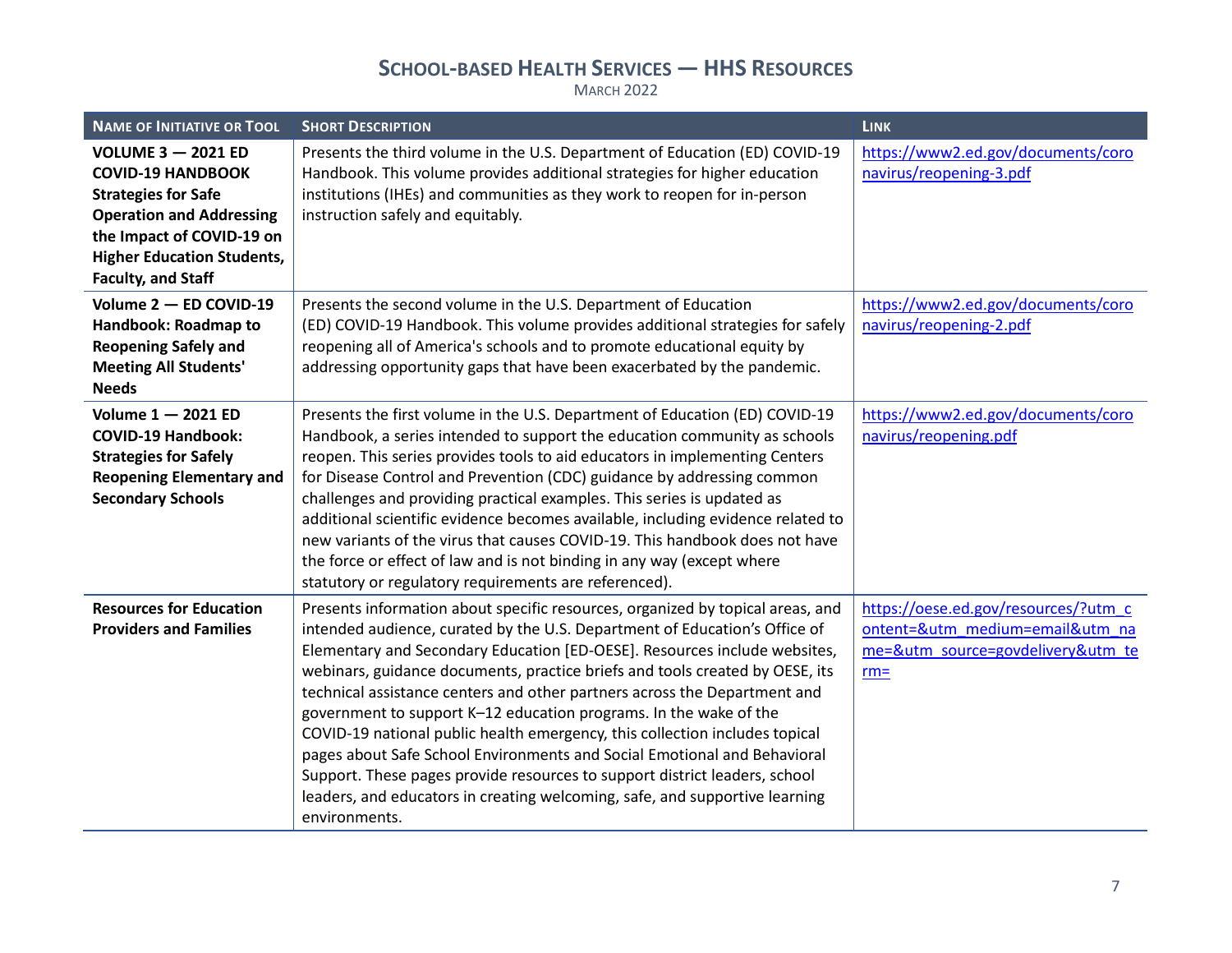# School-based Health Services — HHS Resources

March 2022

| Name of Initiative or Tool | Short Description | Link |
|---|---|---|
| **VOLUME 3 — 2021 ED COVID-19 HANDBOOK Strategies for Safe Operation and Addressing the Impact of COVID-19 on Higher Education Students, Faculty, and Staff** | Presents the third volume in the U.S. Department of Education (ED) COVID-19 Handbook. This volume provides additional strategies for higher education institutions (IHEs) and communities as they work to reopen for in-person instruction safely and equitably. | https://www2.ed.gov/documents/coronavirus/reopening-3.pdf |
| **Volume 2 — ED COVID-19 Handbook: Roadmap to Reopening Safely and Meeting All Students' Needs** | Presents the second volume in the U.S. Department of Education (ED) COVID-19 Handbook. This volume provides additional strategies for safely reopening all of America's schools and to promote educational equity by addressing opportunity gaps that have been exacerbated by the pandemic. | https://www2.ed.gov/documents/coronavirus/reopening-2.pdf |
| **Volume 1 — 2021 ED COVID-19 Handbook: Strategies for Safely Reopening Elementary and Secondary Schools** | Presents the first volume in the U.S. Department of Education (ED) COVID-19 Handbook, a series intended to support the education community as schools reopen. This series provides tools to aid educators in implementing Centers for Disease Control and Prevention (CDC) guidance by addressing common challenges and providing practical examples. This series is updated as additional scientific evidence becomes available, including evidence related to new variants of the virus that causes COVID-19. This handbook does not have the force or effect of law and is not binding in any way (except where statutory or regulatory requirements are referenced). | https://www2.ed.gov/documents/coronavirus/reopening.pdf |
| **Resources for Education Providers and Families** | Presents information about specific resources, organized by topical areas, and intended audience, curated by the U.S. Department of Education's Office of Elementary and Secondary Education [ED-OESE]. Resources include websites, webinars, guidance documents, practice briefs and tools created by OESE, its technical assistance centers and other partners across the Department and government to support K–12 education programs. In the wake of the COVID-19 national public health emergency, this collection includes topical pages about Safe School Environments and Social Emotional and Behavioral Support. These pages provide resources to support district leaders, school leaders, and educators in creating welcoming, safe, and supportive learning environments. | https://oese.ed.gov/resources/?utm_content=&utm_medium=email&utm_name=&utm_source=govdelivery&utm_term= |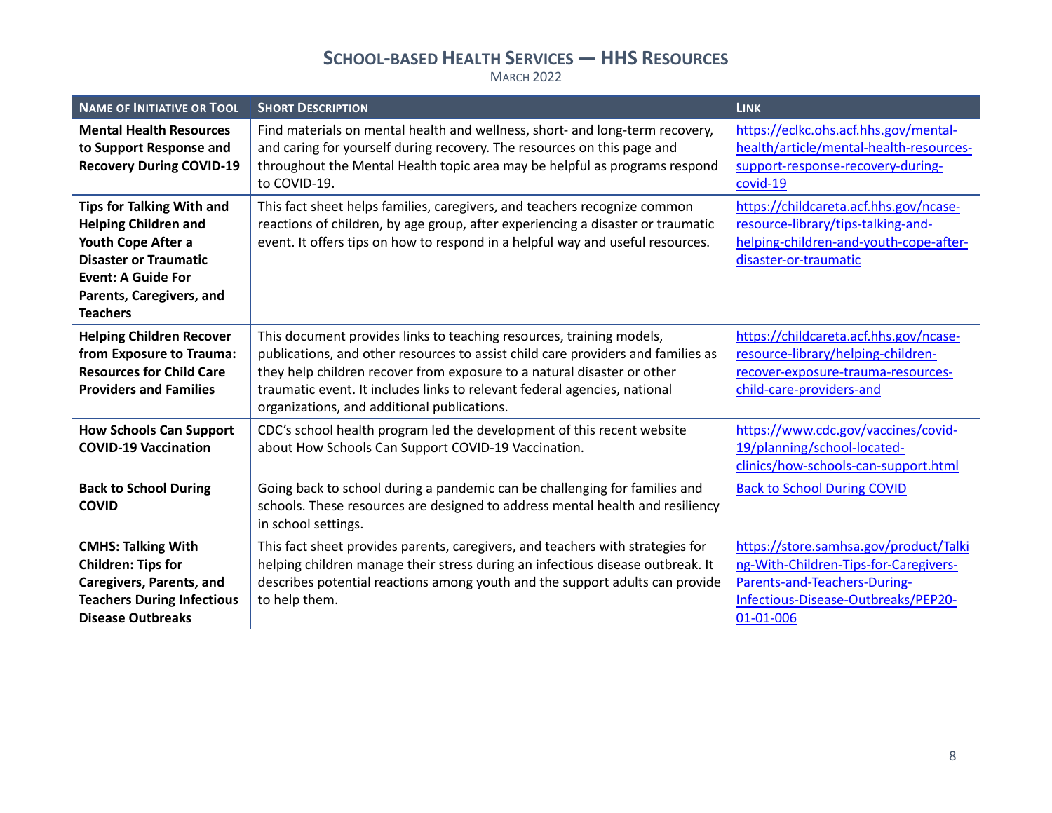# School-based Health Services — HHS Resources

March 2022

| Name of Initiative or Tool | Short Description | Link |
|---|---|---|
| **Mental Health Resources to Support Response and Recovery During COVID-19** | Find materials on mental health and wellness, short- and long-term recovery, and caring for yourself during recovery. The resources on this page and throughout the Mental Health topic area may be helpful as programs respond to COVID-19. | https://eclkc.ohs.acf.hhs.gov/mental-health/article/mental-health-resources-support-response-recovery-during-covid-19 |
| **Tips for Talking With and Helping Children and Youth Cope After a Disaster or Traumatic Event: A Guide For Parents, Caregivers, and Teachers** | This fact sheet helps families, caregivers, and teachers recognize common reactions of children, by age group, after experiencing a disaster or traumatic event. It offers tips on how to respond in a helpful way and useful resources. | https://childcareta.acf.hhs.gov/ncase-resource-library/tips-talking-and-helping-children-and-youth-cope-after-disaster-or-traumatic |
| **Helping Children Recover from Exposure to Trauma: Resources for Child Care Providers and Families** | This document provides links to teaching resources, training models, publications, and other resources to assist child care providers and families as they help children recover from exposure to a natural disaster or other traumatic event. It includes links to relevant federal agencies, national organizations, and additional publications. | https://childcareta.acf.hhs.gov/ncase-resource-library/helping-children-recover-exposure-trauma-resources-child-care-providers-and |
| **How Schools Can Support COVID-19 Vaccination** | CDC's school health program led the development of this recent website about How Schools Can Support COVID-19 Vaccination. | https://www.cdc.gov/vaccines/covid-19/planning/school-located-clinics/how-schools-can-support.html |
| **Back to School During COVID** | Going back to school during a pandemic can be challenging for families and schools. These resources are designed to address mental health and resiliency in school settings. | Back to School During COVID |
| **CMHS: Talking With Children: Tips for Caregivers, Parents, and Teachers During Infectious Disease Outbreaks** | This fact sheet provides parents, caregivers, and teachers with strategies for helping children manage their stress during an infectious disease outbreak. It describes potential reactions among youth and the support adults can provide to help them. | https://store.samhsa.gov/product/Talking-With-Children-Tips-for-Caregivers-Parents-and-Teachers-During-Infectious-Disease-Outbreaks/PEP20-01-01-006 |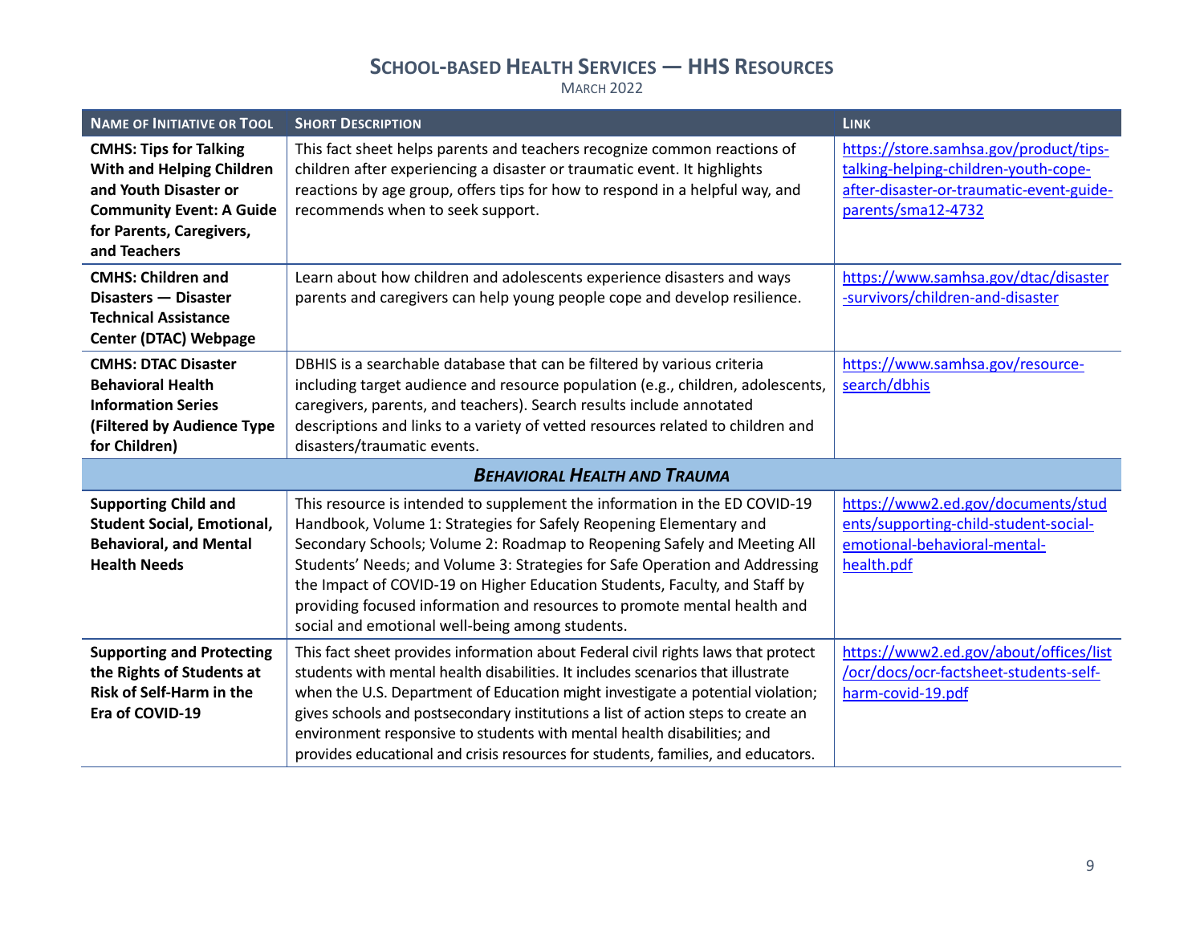| Name of Initiative or Tool | Short Description | Link |
|---|---|---|
| **CMHS: Tips for Talking With and Helping Children and Youth Disaster or Community Event: A Guide for Parents, Caregivers, and Teachers** | This fact sheet helps parents and teachers recognize common reactions of children after experiencing a disaster or traumatic event. It highlights reactions by age group, offers tips for how to respond in a helpful way, and recommends when to seek support. | https://store.samhsa.gov/product/tips-talking-helping-children-youth-cope-after-disaster-or-traumatic-event-guide-parents/sma12-4732 |
| **CMHS: Children and Disasters — Disaster Technical Assistance Center (DTAC) Webpage** | Learn about how children and adolescents experience disasters and ways parents and caregivers can help young people cope and develop resilience. | https://www.samhsa.gov/dtac/disaster-survivors/children-and-disaster |
| **CMHS: DTAC Disaster Behavioral Health Information Series (Filtered by Audience Type for Children)** | DBHIS is a searchable database that can be filtered by various criteria including target audience and resource population (e.g., children, adolescents, caregivers, parents, and teachers). Search results include annotated descriptions and links to a variety of vetted resources related to children and disasters/traumatic events. | https://www.samhsa.gov/resource-search/dbhis |
| | ***Behavioral Health and Trauma*** | |
| **Supporting Child and Student Social, Emotional, Behavioral, and Mental Health Needs** | This resource is intended to supplement the information in the ED COVID-19 Handbook, Volume 1: Strategies for Safely Reopening Elementary and Secondary Schools; Volume 2: Roadmap to Reopening Safely and Meeting All Students' Needs; and Volume 3: Strategies for Safe Operation and Addressing the Impact of COVID-19 on Higher Education Students, Faculty, and Staff by providing focused information and resources to promote mental health and social and emotional well-being among students. | https://www2.ed.gov/documents/students/supporting-child-student-social-emotional-behavioral-mental-health.pdf |
| **Supporting and Protecting the Rights of Students at Risk of Self-Harm in the Era of COVID-19** | This fact sheet provides information about Federal civil rights laws that protect students with mental health disabilities. It includes scenarios that illustrate when the U.S. Department of Education might investigate a potential violation; gives schools and postsecondary institutions a list of action steps to create an environment responsive to students with mental health disabilities; and provides educational and crisis resources for students, families, and educators. | https://www2.ed.gov/about/offices/list/ocr/docs/ocr-factsheet-students-self-harm-covid-19.pdf |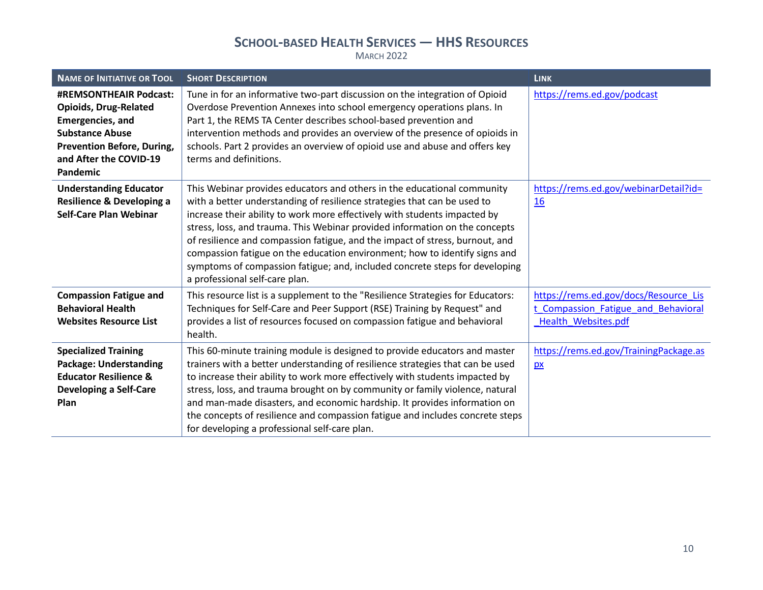| NAME OF INITIATIVE OR TOOL | SHORT DESCRIPTION | LINK |
|---|---|---|
| **#REMSONTHEAIR Podcast: Opioids, Drug-Related Emergencies, and Substance Abuse Prevention Before, During, and After the COVID-19 Pandemic** | Tune in for an informative two-part discussion on the integration of Opioid Overdose Prevention Annexes into school emergency operations plans. In Part 1, the REMS TA Center describes school-based prevention and intervention methods and provides an overview of the presence of opioids in schools. Part 2 provides an overview of opioid use and abuse and offers key terms and definitions. | https://rems.ed.gov/podcast |
| **Understanding Educator Resilience & Developing a Self-Care Plan Webinar** | This Webinar provides educators and others in the educational community with a better understanding of resilience strategies that can be used to increase their ability to work more effectively with students impacted by stress, loss, and trauma. This Webinar provided information on the concepts of resilience and compassion fatigue, and the impact of stress, burnout, and compassion fatigue on the education environment; how to identify signs and symptoms of compassion fatigue; and, included concrete steps for developing a professional self-care plan. | https://rems.ed.gov/webinarDetail?id=16 |
| **Compassion Fatigue and Behavioral Health Websites Resource List** | This resource list is a supplement to the "Resilience Strategies for Educators: Techniques for Self-Care and Peer Support (RSE) Training by Request" and provides a list of resources focused on compassion fatigue and behavioral health. | https://rems.ed.gov/docs/Resource_List_Compassion_Fatigue_and_Behavioral_Health_Websites.pdf |
| **Specialized Training Package: Understanding Educator Resilience & Developing a Self-Care Plan** | This 60-minute training module is designed to provide educators and master trainers with a better understanding of resilience strategies that can be used to increase their ability to work more effectively with students impacted by stress, loss, and trauma brought on by community or family violence, natural and man-made disasters, and economic hardship. It provides information on the concepts of resilience and compassion fatigue and includes concrete steps for developing a professional self-care plan. | https://rems.ed.gov/TrainingPackage.aspx |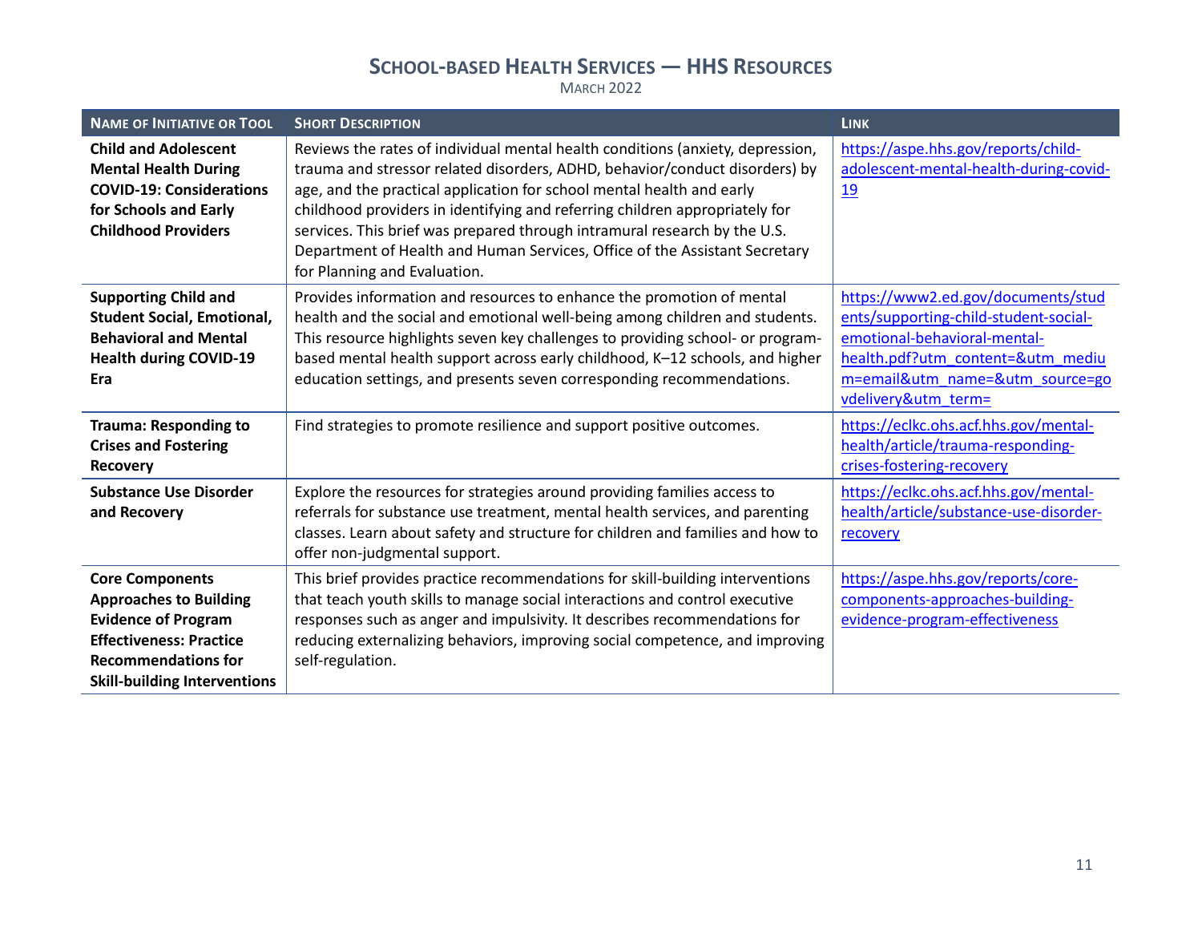## School-based Health Services — HHS Resources

March 2022

| Name of Initiative or Tool | Short Description | Link |
|---|---|---|
| **Child and Adolescent Mental Health During COVID-19: Considerations for Schools and Early Childhood Providers** | Reviews the rates of individual mental health conditions (anxiety, depression, trauma and stressor related disorders, ADHD, behavior/conduct disorders) by age, and the practical application for school mental health and early childhood providers in identifying and referring children appropriately for services. This brief was prepared through intramural research by the U.S. Department of Health and Human Services, Office of the Assistant Secretary for Planning and Evaluation. | https://aspe.hhs.gov/reports/child-adolescent-mental-health-during-covid-19 |
| **Supporting Child and Student Social, Emotional, Behavioral and Mental Health during COVID-19 Era** | Provides information and resources to enhance the promotion of mental health and the social and emotional well-being among children and students. This resource highlights seven key challenges to providing school- or program-based mental health support across early childhood, K–12 schools, and higher education settings, and presents seven corresponding recommendations. | https://www2.ed.gov/documents/students/supporting-child-student-social-emotional-behavioral-mental-health.pdf?utm_content=&utm_medium=email&utm_name=&utm_source=govdelivery&utm_term= |
| **Trauma: Responding to Crises and Fostering Recovery** | Find strategies to promote resilience and support positive outcomes. | https://eclkc.ohs.acf.hhs.gov/mental-health/article/trauma-responding-crises-fostering-recovery |
| **Substance Use Disorder and Recovery** | Explore the resources for strategies around providing families access to referrals for substance use treatment, mental health services, and parenting classes. Learn about safety and structure for children and families and how to offer non-judgmental support. | https://eclkc.ohs.acf.hhs.gov/mental-health/article/substance-use-disorder-recovery |
| **Core Components Approaches to Building Evidence of Program Effectiveness: Practice Recommendations for Skill-building Interventions** | This brief provides practice recommendations for skill-building interventions that teach youth skills to manage social interactions and control executive responses such as anger and impulsivity. It describes recommendations for reducing externalizing behaviors, improving social competence, and improving self-regulation. | https://aspe.hhs.gov/reports/core-components-approaches-building-evidence-program-effectiveness |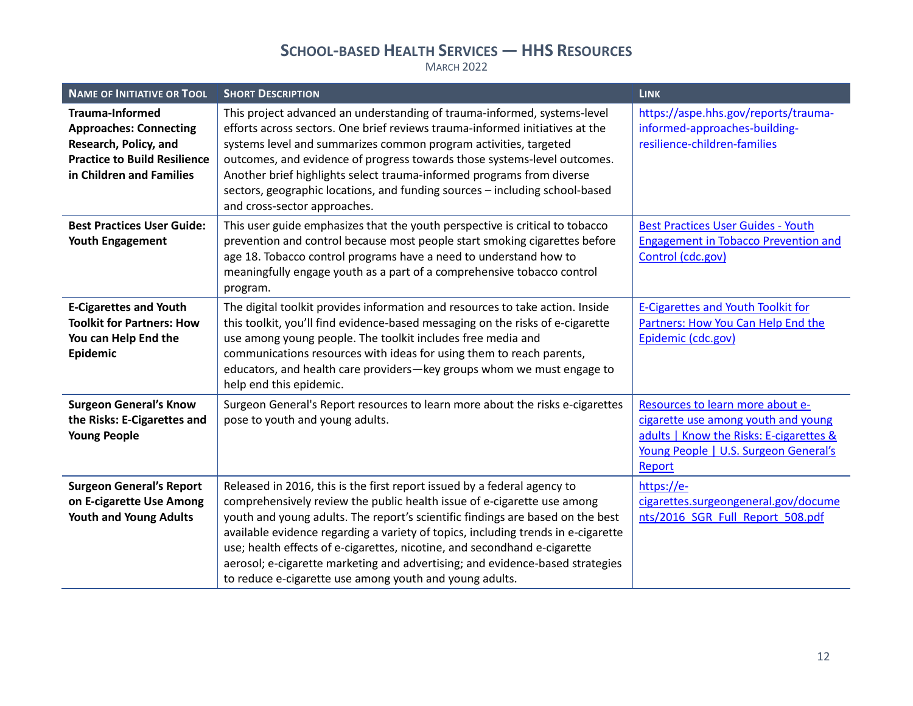# School-based Health Services — HHS Resources

March 2022

| Name of Initiative or Tool | Short Description | Link |
| --- | --- | --- |
| **Trauma-Informed Approaches: Connecting Research, Policy, and Practice to Build Resilience in Children and Families** | This project advanced an understanding of trauma-informed, systems-level efforts across sectors. One brief reviews trauma-informed initiatives at the systems level and summarizes common program activities, targeted outcomes, and evidence of progress towards those systems-level outcomes. Another brief highlights select trauma-informed programs from diverse sectors, geographic locations, and funding sources – including school-based and cross-sector approaches. | https://aspe.hhs.gov/reports/trauma-informed-approaches-building-resilience-children-families |
| **Best Practices User Guide: Youth Engagement** | This user guide emphasizes that the youth perspective is critical to tobacco prevention and control because most people start smoking cigarettes before age 18. Tobacco control programs have a need to understand how to meaningfully engage youth as a part of a comprehensive tobacco control program. | Best Practices User Guides - Youth Engagement in Tobacco Prevention and Control (cdc.gov) |
| **E-Cigarettes and Youth Toolkit for Partners: How You can Help End the Epidemic** | The digital toolkit provides information and resources to take action. Inside this toolkit, you'll find evidence-based messaging on the risks of e-cigarette use among young people. The toolkit includes free media and communications resources with ideas for using them to reach parents, educators, and health care providers—key groups whom we must engage to help end this epidemic. | E-Cigarettes and Youth Toolkit for Partners: How You Can Help End the Epidemic (cdc.gov) |
| **Surgeon General's Know the Risks: E-Cigarettes and Young People** | Surgeon General's Report resources to learn more about the risks e-cigarettes pose to youth and young adults. | Resources to learn more about e-cigarette use among youth and young adults \| Know the Risks: E-cigarettes & Young People \| U.S. Surgeon General's Report |
| **Surgeon General's Report on E-cigarette Use Among Youth and Young Adults** | Released in 2016, this is the first report issued by a federal agency to comprehensively review the public health issue of e-cigarette use among youth and young adults. The report's scientific findings are based on the best available evidence regarding a variety of topics, including trends in e-cigarette use; health effects of e-cigarettes, nicotine, and secondhand e-cigarette aerosol; e-cigarette marketing and advertising; and evidence-based strategies to reduce e-cigarette use among youth and young adults. | https://e-cigarettes.surgeongeneral.gov/documents/2016_SGR_Full_Report_508.pdf |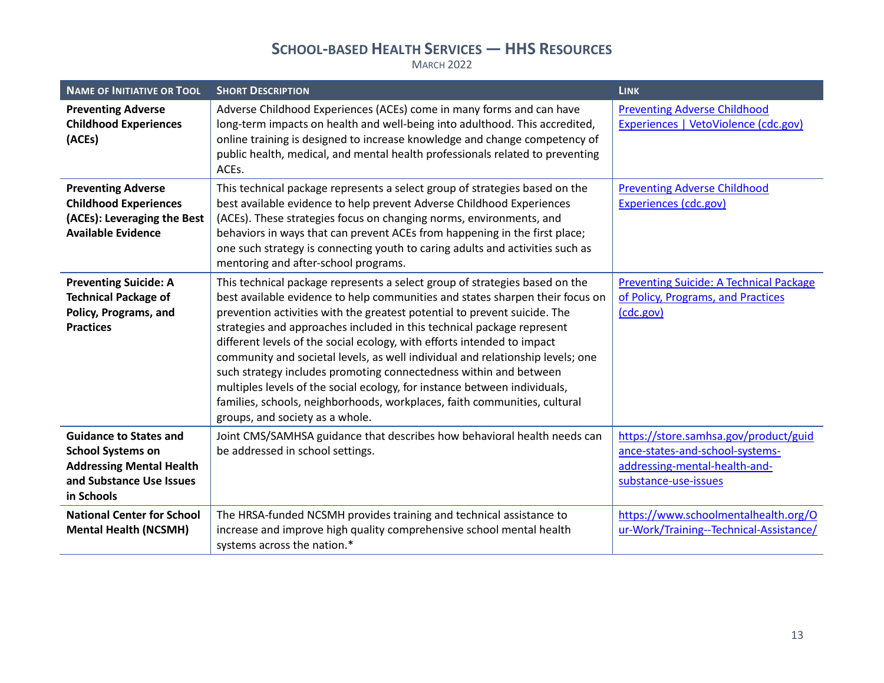# School-based Health Services — HHS Resources

March 2022

| Name of Initiative or Tool | Short Description | Link |
|---|---|---|
| **Preventing Adverse Childhood Experiences (ACEs)** | Adverse Childhood Experiences (ACEs) come in many forms and can have long-term impacts on health and well-being into adulthood. This accredited, online training is designed to increase knowledge and change competency of public health, medical, and mental health professionals related to preventing ACEs. | [Preventing Adverse Childhood Experiences \| VetoViolence (cdc.gov)]() |
| **Preventing Adverse Childhood Experiences (ACEs): Leveraging the Best Available Evidence** | This technical package represents a select group of strategies based on the best available evidence to help prevent Adverse Childhood Experiences (ACEs). These strategies focus on changing norms, environments, and behaviors in ways that can prevent ACEs from happening in the first place; one such strategy is connecting youth to caring adults and activities such as mentoring and after-school programs. | [Preventing Adverse Childhood Experiences (cdc.gov)]() |
| **Preventing Suicide: A Technical Package of Policy, Programs, and Practices** | This technical package represents a select group of strategies based on the best available evidence to help communities and states sharpen their focus on prevention activities with the greatest potential to prevent suicide. The strategies and approaches included in this technical package represent different levels of the social ecology, with efforts intended to impact community and societal levels, as well individual and relationship levels; one such strategy includes promoting connectedness within and between multiples levels of the social ecology, for instance between individuals, families, schools, neighborhoods, workplaces, faith communities, cultural groups, and society as a whole. | [Preventing Suicide: A Technical Package of Policy, Programs, and Practices (cdc.gov)]() |
| **Guidance to States and School Systems on Addressing Mental Health and Substance Use Issues in Schools** | Joint CMS/SAMHSA guidance that describes how behavioral health needs can be addressed in school settings. | https://store.samhsa.gov/product/guidance-states-and-school-systems-addressing-mental-health-and-substance-use-issues |
| **National Center for School Mental Health (NCSMH)** | The HRSA-funded NCSMH provides training and technical assistance to increase and improve high quality comprehensive school mental health systems across the nation.* | https://www.schoolmentalhealth.org/Our-Work/Training--Technical-Assistance/ |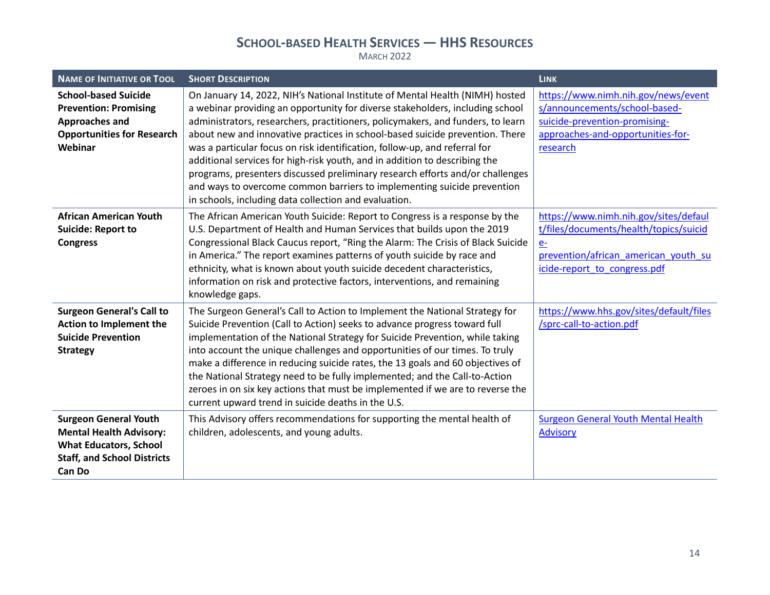# School-based Health Services — HHS Resources

March 2022

| Name of Initiative or Tool | Short Description | Link |
|---|---|---|
| **School-based Suicide Prevention: Promising Approaches and Opportunities for Research Webinar** | On January 14, 2022, NIH's National Institute of Mental Health (NIMH) hosted a webinar providing an opportunity for diverse stakeholders, including school administrators, researchers, practitioners, policymakers, and funders, to learn about new and innovative practices in school-based suicide prevention. There was a particular focus on risk identification, follow-up, and referral for additional services for high-risk youth, and in addition to describing the programs, presenters discussed preliminary research efforts and/or challenges and ways to overcome common barriers to implementing suicide prevention in schools, including data collection and evaluation. | https://www.nimh.nih.gov/news/events/announcements/school-based-suicide-prevention-promising-approaches-and-opportunities-for-research |
| **African American Youth Suicide: Report to Congress** | The African American Youth Suicide: Report to Congress is a response by the U.S. Department of Health and Human Services that builds upon the 2019 Congressional Black Caucus report, "Ring the Alarm: The Crisis of Black Suicide in America." The report examines patterns of youth suicide by race and ethnicity, what is known about youth suicide decedent characteristics, information on risk and protective factors, interventions, and remaining knowledge gaps. | https://www.nimh.nih.gov/sites/default/files/documents/health/topics/suicide-prevention/african_american_youth_suicide-report_to_congress.pdf |
| **Surgeon General's Call to Action to Implement the Suicide Prevention Strategy** | The Surgeon General's Call to Action to Implement the National Strategy for Suicide Prevention (Call to Action) seeks to advance progress toward full implementation of the National Strategy for Suicide Prevention, while taking into account the unique challenges and opportunities of our times. To truly make a difference in reducing suicide rates, the 13 goals and 60 objectives of the National Strategy need to be fully implemented; and the Call-to-Action zeroes in on six key actions that must be implemented if we are to reverse the current upward trend in suicide deaths in the U.S. | https://www.hhs.gov/sites/default/files/sprc-call-to-action.pdf |
| **Surgeon General Youth Mental Health Advisory: What Educators, School Staff, and School Districts Can Do** | This Advisory offers recommendations for supporting the mental health of children, adolescents, and young adults. | Surgeon General Youth Mental Health Advisory |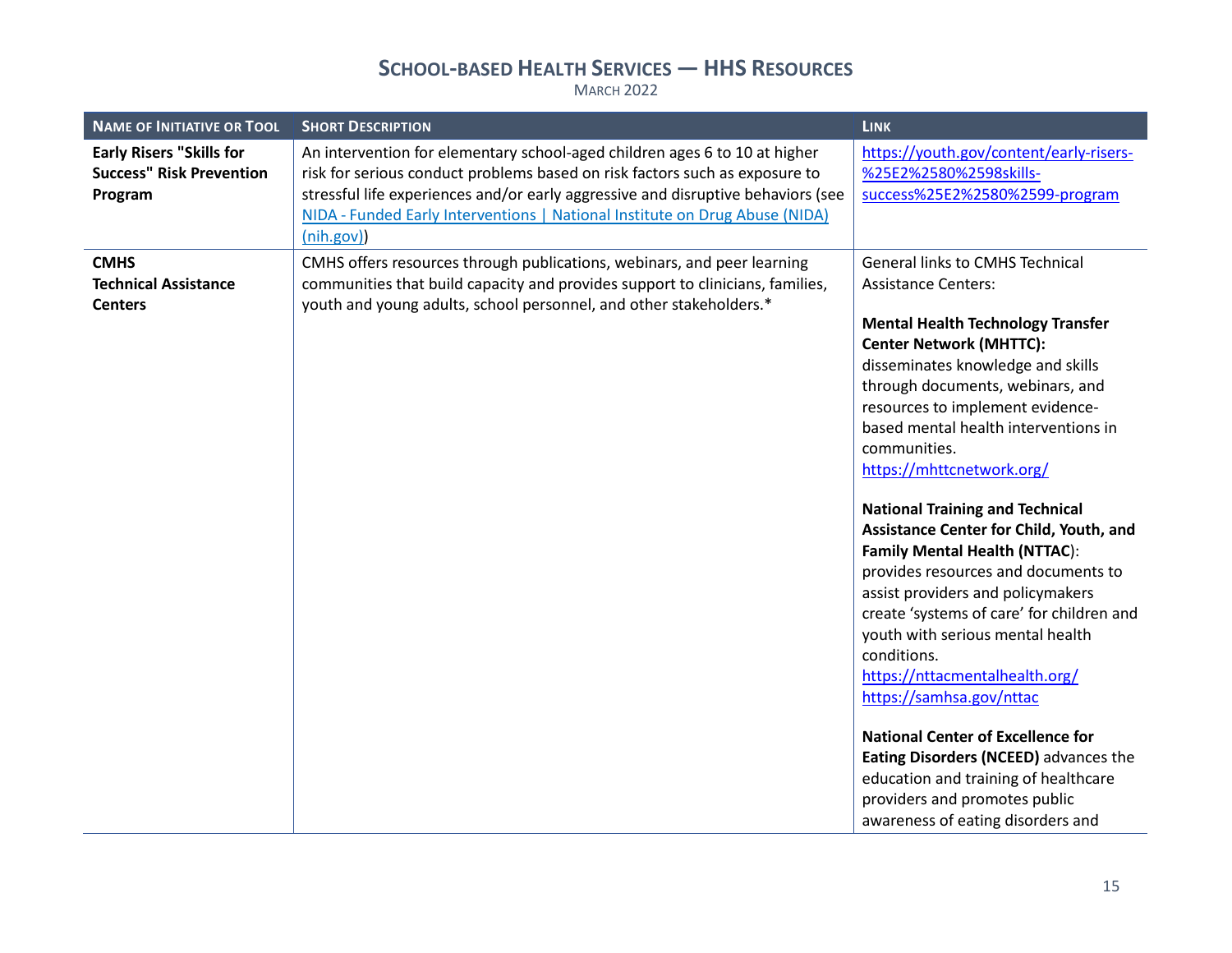## School-based Health Services — HHS Resources

March 2022

| Name of Initiative or Tool | Short Description | Link |
|---|---|---|
| **Early Risers "Skills for Success" Risk Prevention Program** | An intervention for elementary school-aged children ages 6 to 10 at higher risk for serious conduct problems based on risk factors such as exposure to stressful life experiences and/or early aggressive and disruptive behaviors (see NIDA - Funded Early Interventions \| National Institute on Drug Abuse (NIDA) (nih.gov)) | https://youth.gov/content/early-risers-%25E2%2580%2598skills-success%25E2%2580%2599-program |
| **CMHS Technical Assistance Centers** | CMHS offers resources through publications, webinars, and peer learning communities that build capacity and provides support to clinicians, families, youth and young adults, school personnel, and other stakeholders.* | General links to CMHS Technical Assistance Centers:<br><br>**Mental Health Technology Transfer Center Network (MHTTC):** disseminates knowledge and skills through documents, webinars, and resources to implement evidence-based mental health interventions in communities.<br>https://mhttcnetwork.org/<br><br>**National Training and Technical Assistance Center for Child, Youth, and Family Mental Health (NTTAC)**: provides resources and documents to assist providers and policymakers create 'systems of care' for children and youth with serious mental health conditions.<br>https://nttacmentalhealth.org/<br>https://samhsa.gov/nttac<br><br>**National Center of Excellence for Eating Disorders (NCEED)** advances the education and training of healthcare providers and promotes public awareness of eating disorders and |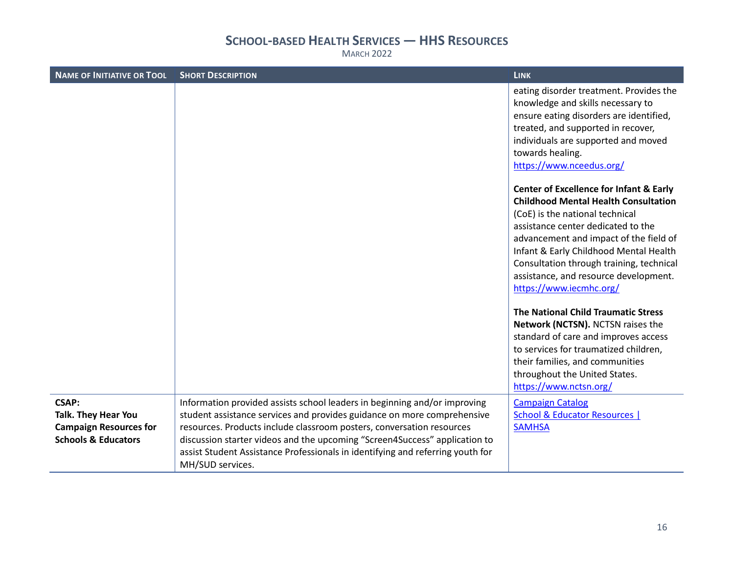# School-based Health Services — HHS Resources

March 2022

| Name of Initiative or Tool | Short Description | Link |
|---|---|---|
| | | eating disorder treatment. Provides the knowledge and skills necessary to ensure eating disorders are identified, treated, and supported in recover, individuals are supported and moved towards healing. https://www.nceedus.org/<br><br>**Center of Excellence for Infant & Early Childhood Mental Health Consultation** (CoE) is the national technical assistance center dedicated to the advancement and impact of the field of Infant & Early Childhood Mental Health Consultation through training, technical assistance, and resource development. https://www.iecmhc.org/<br><br>**The National Child Traumatic Stress Network (NCTSN).** NCTSN raises the standard of care and improves access to services for traumatized children, their families, and communities throughout the United States. https://www.nctsn.org/ |
| **CSAP: Talk. They Hear You Campaign Resources for Schools & Educators** | Information provided assists school leaders in beginning and/or improving student assistance services and provides guidance on more comprehensive resources. Products include classroom posters, conversation resources discussion starter videos and the upcoming "Screen4Success" application to assist Student Assistance Professionals in identifying and referring youth for MH/SUD services. | Campaign Catalog<br>School & Educator Resources \| SAMHSA |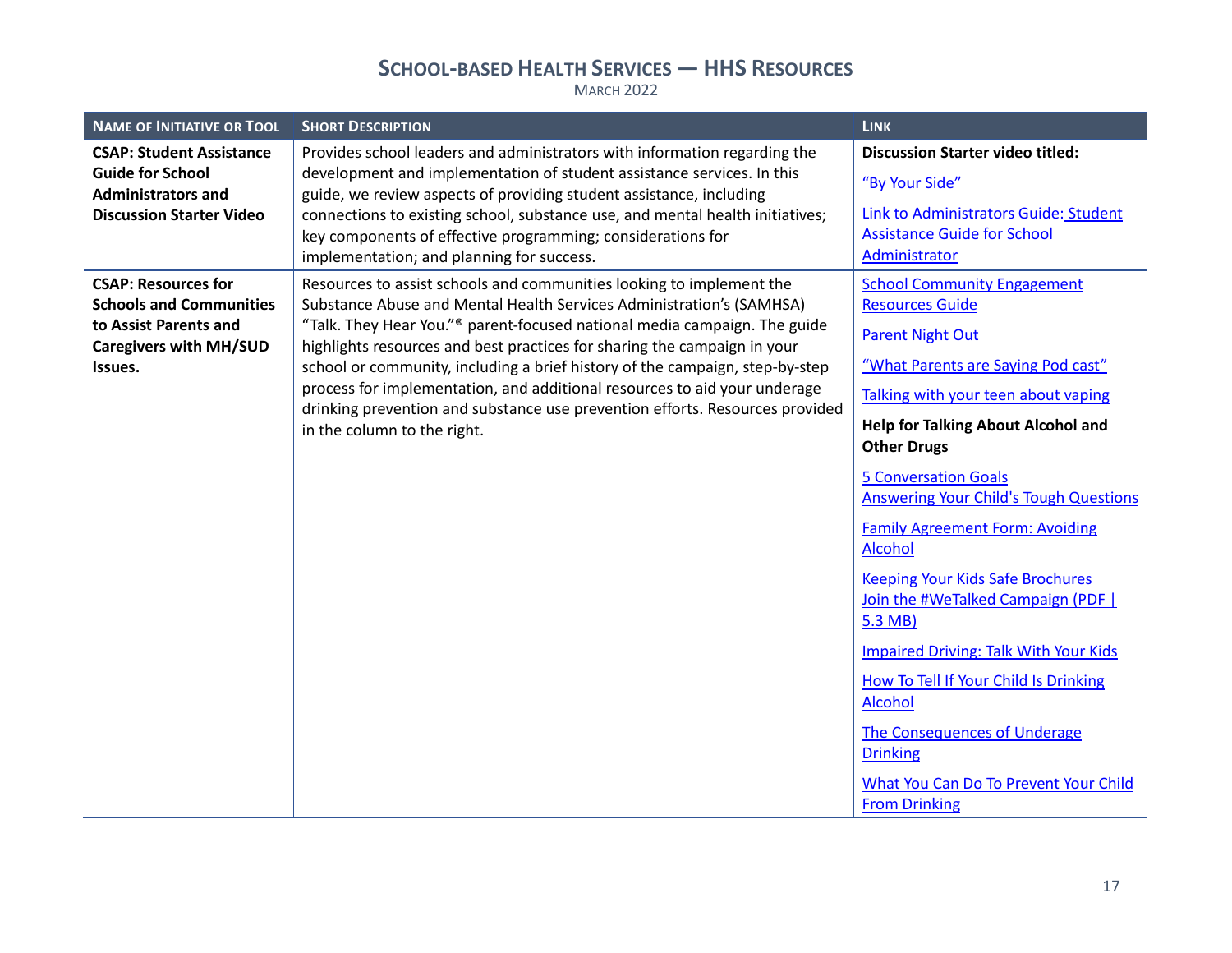# School-based Health Services — HHS Resources

March 2022

| Name of Initiative or Tool | Short Description | Link |
|---|---|---|
| **CSAP: Student Assistance Guide for School Administrators and Discussion Starter Video** | Provides school leaders and administrators with information regarding the development and implementation of student assistance services. In this guide, we review aspects of providing student assistance, including connections to existing school, substance use, and mental health initiatives; key components of effective programming; considerations for implementation; and planning for success. | **Discussion Starter video titled:** "By Your Side" Link to Administrators Guide: Student Assistance Guide for School Administrator |
| **CSAP: Resources for Schools and Communities to Assist Parents and Caregivers with MH/SUD Issues.** | Resources to assist schools and communities looking to implement the Substance Abuse and Mental Health Services Administration's (SAMHSA) "Talk. They Hear You."® parent-focused national media campaign. The guide highlights resources and best practices for sharing the campaign in your school or community, including a brief history of the campaign, step-by-step process for implementation, and additional resources to aid your underage drinking prevention and substance use prevention efforts. Resources provided in the column to the right. | School Community Engagement Resources Guide<br>Parent Night Out<br>"What Parents are Saying Pod cast"<br>Talking with your teen about vaping<br>**Help for Talking About Alcohol and Other Drugs**<br>5 Conversation Goals<br>Answering Your Child's Tough Questions<br>Family Agreement Form: Avoiding Alcohol<br>Keeping Your Kids Safe Brochures<br>Join the #WeTalked Campaign (PDF \| 5.3 MB)<br>Impaired Driving: Talk With Your Kids<br>How To Tell If Your Child Is Drinking Alcohol<br>The Consequences of Underage Drinking<br>What You Can Do To Prevent Your Child From Drinking |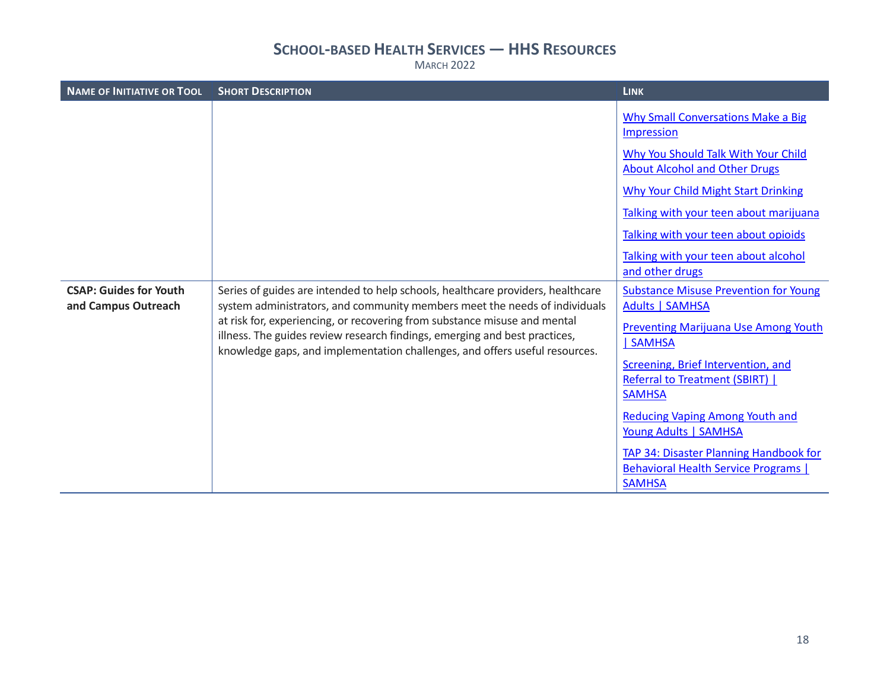# SCHOOL-BASED HEALTH SERVICES — HHS RESOURCES

MARCH 2022

| NAME OF INITIATIVE OR TOOL | SHORT DESCRIPTION | LINK |
|---|---|---|
| | | Why Small Conversations Make a Big Impression<br><br>Why You Should Talk With Your Child About Alcohol and Other Drugs<br><br>Why Your Child Might Start Drinking<br><br>Talking with your teen about marijuana<br><br>Talking with your teen about opioids<br><br>Talking with your teen about alcohol and other drugs |
| **CSAP: Guides for Youth and Campus Outreach** | Series of guides are intended to help schools, healthcare providers, healthcare system administrators, and community members meet the needs of individuals at risk for, experiencing, or recovering from substance misuse and mental illness. The guides review research findings, emerging and best practices, knowledge gaps, and implementation challenges, and offers useful resources. | Substance Misuse Prevention for Young Adults \| SAMHSA<br><br>Preventing Marijuana Use Among Youth \| SAMHSA<br><br>Screening, Brief Intervention, and Referral to Treatment (SBIRT) \| SAMHSA<br><br>Reducing Vaping Among Youth and Young Adults \| SAMHSA<br><br>TAP 34: Disaster Planning Handbook for Behavioral Health Service Programs \| SAMHSA |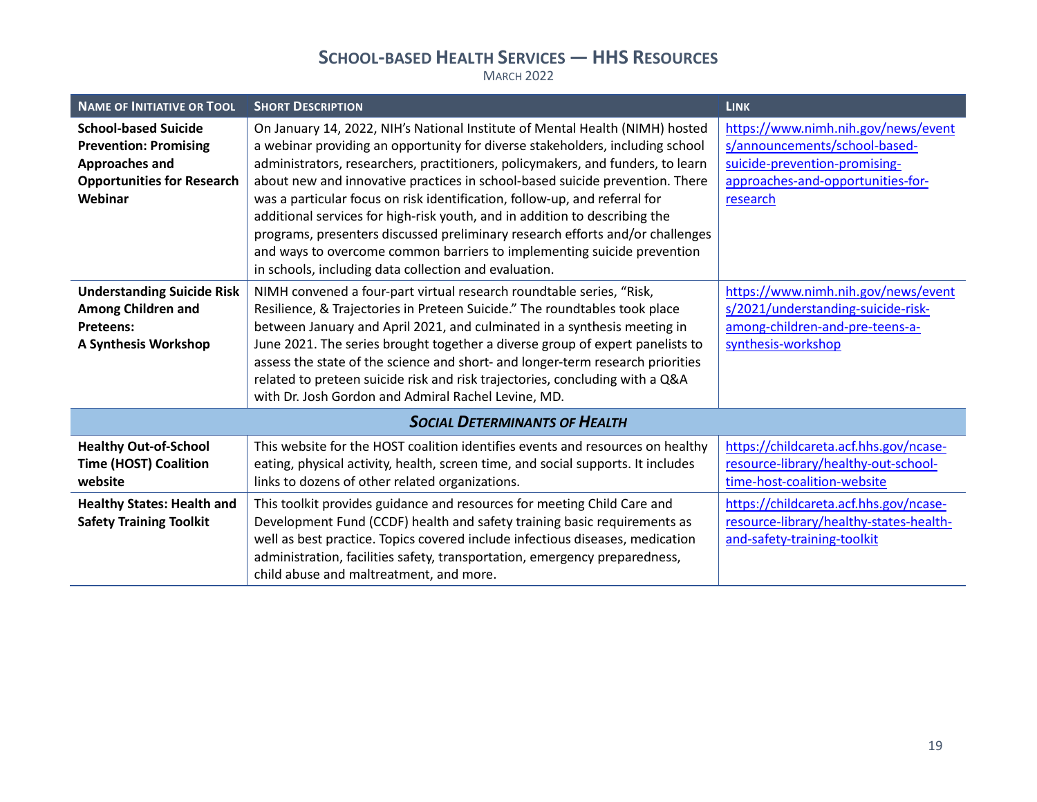# School-based Health Services — HHS Resources

March 2022

| Name of Initiative or Tool | Short Description | Link |
|---|---|---|
| **School-based Suicide Prevention: Promising Approaches and Opportunities for Research Webinar** | On January 14, 2022, NIH's National Institute of Mental Health (NIMH) hosted a webinar providing an opportunity for diverse stakeholders, including school administrators, researchers, practitioners, policymakers, and funders, to learn about new and innovative practices in school-based suicide prevention. There was a particular focus on risk identification, follow-up, and referral for additional services for high-risk youth, and in addition to describing the programs, presenters discussed preliminary research efforts and/or challenges and ways to overcome common barriers to implementing suicide prevention in schools, including data collection and evaluation. | https://www.nimh.nih.gov/news/events/announcements/school-based-suicide-prevention-promising-approaches-and-opportunities-for-research |
| **Understanding Suicide Risk Among Children and Preteens: A Synthesis Workshop** | NIMH convened a four-part virtual research roundtable series, "Risk, Resilience, & Trajectories in Preteen Suicide." The roundtables took place between January and April 2021, and culminated in a synthesis meeting in June 2021. The series brought together a diverse group of expert panelists to assess the state of the science and short- and longer-term research priorities related to preteen suicide risk and risk trajectories, concluding with a Q&A with Dr. Josh Gordon and Admiral Rachel Levine, MD. | https://www.nimh.nih.gov/news/events/2021/understanding-suicide-risk-among-children-and-pre-teens-a-synthesis-workshop |
| ***Social Determinants of Health*** | | |
| **Healthy Out-of-School Time (HOST) Coalition website** | This website for the HOST coalition identifies events and resources on healthy eating, physical activity, health, screen time, and social supports. It includes links to dozens of other related organizations. | https://childcareta.acf.hhs.gov/ncase-resource-library/healthy-out-school-time-host-coalition-website |
| **Healthy States: Health and Safety Training Toolkit** | This toolkit provides guidance and resources for meeting Child Care and Development Fund (CCDF) health and safety training basic requirements as well as best practice. Topics covered include infectious diseases, medication administration, facilities safety, transportation, emergency preparedness, child abuse and maltreatment, and more. | https://childcareta.acf.hhs.gov/ncase-resource-library/healthy-states-health-and-safety-training-toolkit |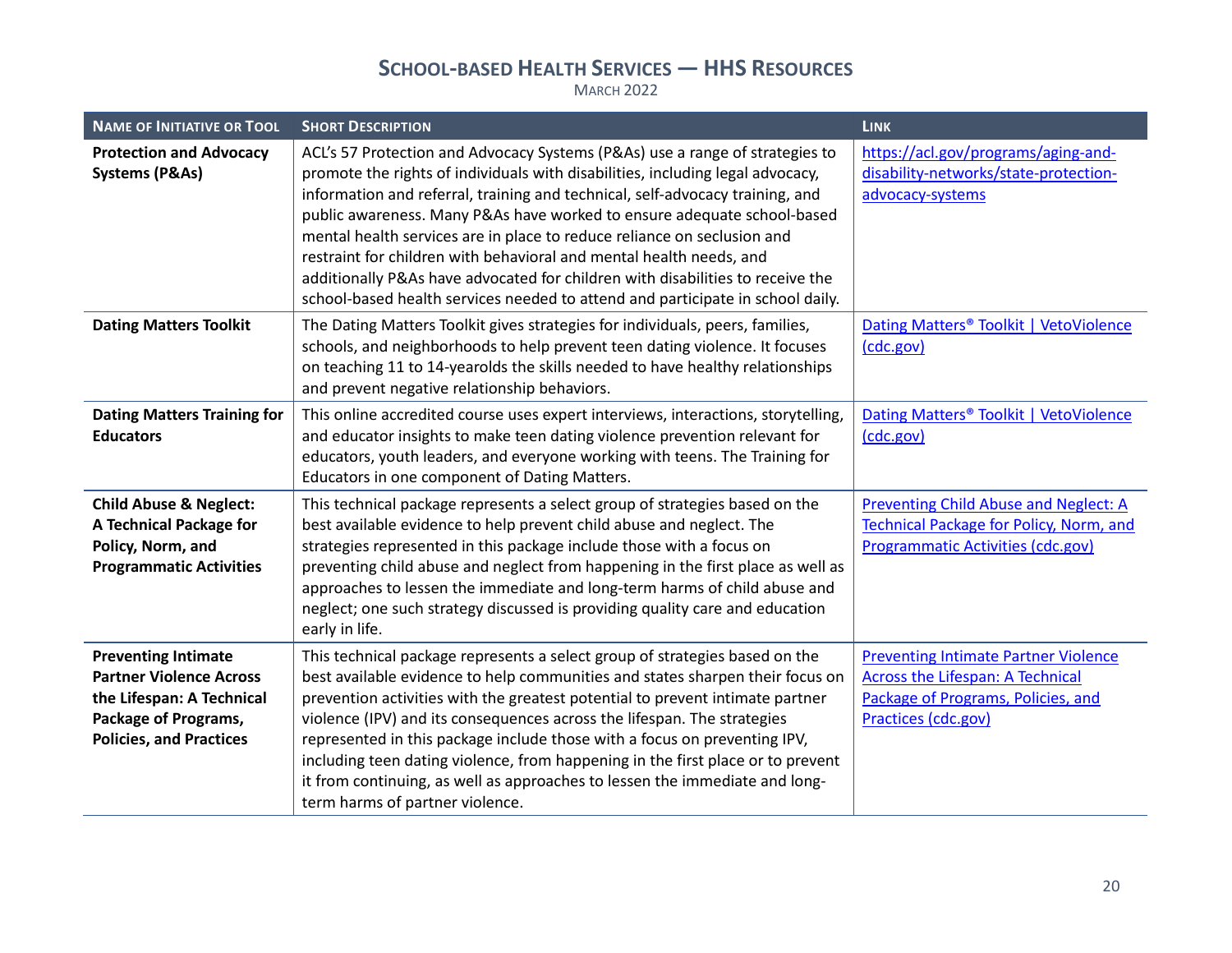# School-based Health Services — HHS Resources

March 2022

| Name of Initiative or Tool | Short Description | Link |
|---|---|---|
| **Protection and Advocacy Systems (P&As)** | ACL's 57 Protection and Advocacy Systems (P&As) use a range of strategies to promote the rights of individuals with disabilities, including legal advocacy, information and referral, training and technical, self-advocacy training, and public awareness. Many P&As have worked to ensure adequate school-based mental health services are in place to reduce reliance on seclusion and restraint for children with behavioral and mental health needs, and additionally P&As have advocated for children with disabilities to receive the school-based health services needed to attend and participate in school daily. | https://acl.gov/programs/aging-and-disability-networks/state-protection-advocacy-systems |
| **Dating Matters Toolkit** | The Dating Matters Toolkit gives strategies for individuals, peers, families, schools, and neighborhoods to help prevent teen dating violence. It focuses on teaching 11 to 14-yearolds the skills needed to have healthy relationships and prevent negative relationship behaviors. | Dating Matters® Toolkit \| VetoViolence (cdc.gov) |
| **Dating Matters Training for Educators** | This online accredited course uses expert interviews, interactions, storytelling, and educator insights to make teen dating violence prevention relevant for educators, youth leaders, and everyone working with teens. The Training for Educators in one component of Dating Matters. | Dating Matters® Toolkit \| VetoViolence (cdc.gov) |
| **Child Abuse & Neglect: A Technical Package for Policy, Norm, and Programmatic Activities** | This technical package represents a select group of strategies based on the best available evidence to help prevent child abuse and neglect. The strategies represented in this package include those with a focus on preventing child abuse and neglect from happening in the first place as well as approaches to lessen the immediate and long-term harms of child abuse and neglect; one such strategy discussed is providing quality care and education early in life. | Preventing Child Abuse and Neglect: A Technical Package for Policy, Norm, and Programmatic Activities (cdc.gov) |
| **Preventing Intimate Partner Violence Across the Lifespan: A Technical Package of Programs, Policies, and Practices** | This technical package represents a select group of strategies based on the best available evidence to help communities and states sharpen their focus on prevention activities with the greatest potential to prevent intimate partner violence (IPV) and its consequences across the lifespan. The strategies represented in this package include those with a focus on preventing IPV, including teen dating violence, from happening in the first place or to prevent it from continuing, as well as approaches to lessen the immediate and long-term harms of partner violence. | Preventing Intimate Partner Violence Across the Lifespan: A Technical Package of Programs, Policies, and Practices (cdc.gov) |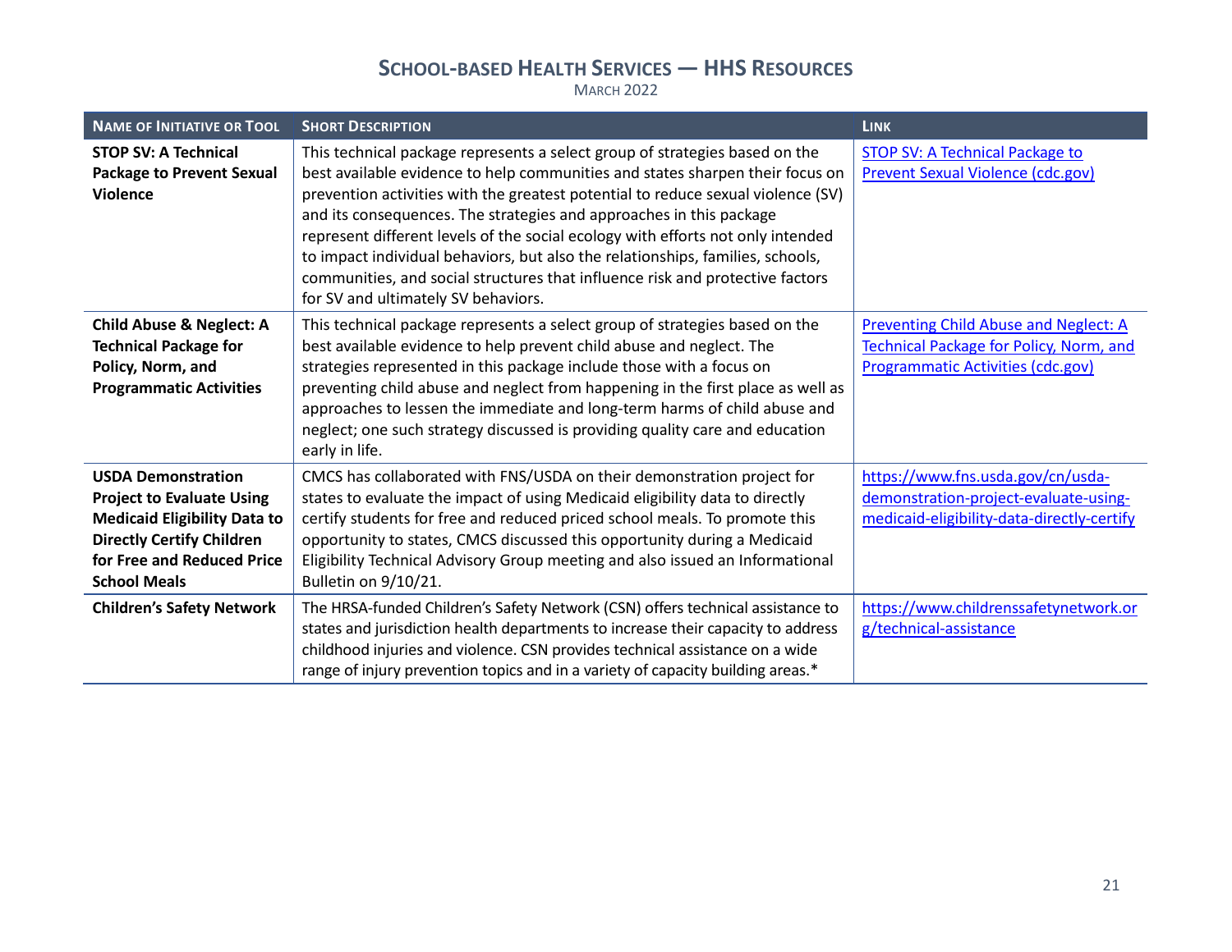# School-based Health Services — HHS Resources

March 2022

| Name of Initiative or Tool | Short Description | Link |
|---|---|---|
| **STOP SV: A Technical Package to Prevent Sexual Violence** | This technical package represents a select group of strategies based on the best available evidence to help communities and states sharpen their focus on prevention activities with the greatest potential to reduce sexual violence (SV) and its consequences. The strategies and approaches in this package represent different levels of the social ecology with efforts not only intended to impact individual behaviors, but also the relationships, families, schools, communities, and social structures that influence risk and protective factors for SV and ultimately SV behaviors. | STOP SV: A Technical Package to Prevent Sexual Violence (cdc.gov) |
| **Child Abuse & Neglect: A Technical Package for Policy, Norm, and Programmatic Activities** | This technical package represents a select group of strategies based on the best available evidence to help prevent child abuse and neglect. The strategies represented in this package include those with a focus on preventing child abuse and neglect from happening in the first place as well as approaches to lessen the immediate and long-term harms of child abuse and neglect; one such strategy discussed is providing quality care and education early in life. | Preventing Child Abuse and Neglect: A Technical Package for Policy, Norm, and Programmatic Activities (cdc.gov) |
| **USDA Demonstration Project to Evaluate Using Medicaid Eligibility Data to Directly Certify Children for Free and Reduced Price School Meals** | CMCS has collaborated with FNS/USDA on their demonstration project for states to evaluate the impact of using Medicaid eligibility data to directly certify students for free and reduced priced school meals. To promote this opportunity to states, CMCS discussed this opportunity during a Medicaid Eligibility Technical Advisory Group meeting and also issued an Informational Bulletin on 9/10/21. | https://www.fns.usda.gov/cn/usda-demonstration-project-evaluate-using-medicaid-eligibility-data-directly-certify |
| **Children's Safety Network** | The HRSA-funded Children's Safety Network (CSN) offers technical assistance to states and jurisdiction health departments to increase their capacity to address childhood injuries and violence. CSN provides technical assistance on a wide range of injury prevention topics and in a variety of capacity building areas.* | https://www.childrenssafetynetwork.org/technical-assistance |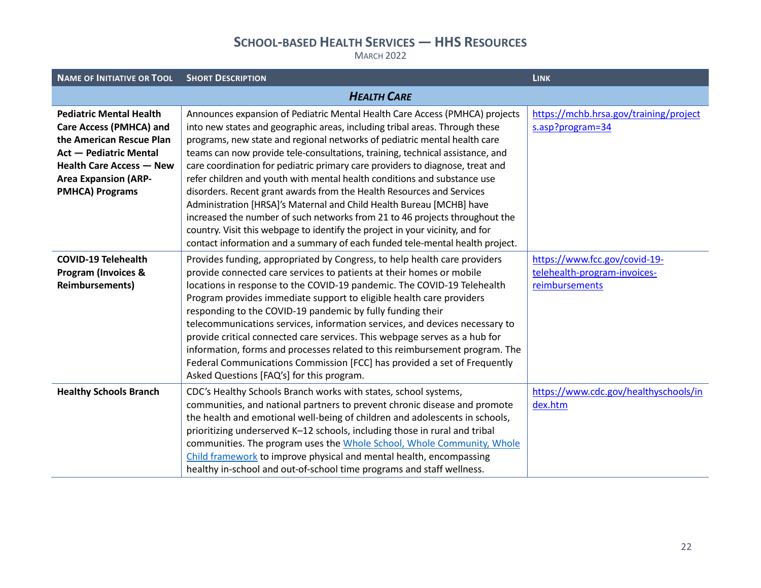# School-based Health Services — HHS Resources

March 2022

| Name of Initiative or Tool | Short Description | Link |
|---|---|---|
| ***Health Care*** | | |
| **Pediatric Mental Health Care Access (PMHCA) and the American Rescue Plan Act — Pediatric Mental Health Care Access — New Area Expansion (ARP-PMHCA) Programs** | Announces expansion of Pediatric Mental Health Care Access (PMHCA) projects into new states and geographic areas, including tribal areas. Through these programs, new state and regional networks of pediatric mental health care teams can now provide tele-consultations, training, technical assistance, and care coordination for pediatric primary care providers to diagnose, treat and refer children and youth with mental health conditions and substance use disorders. Recent grant awards from the Health Resources and Services Administration [HRSA]'s Maternal and Child Health Bureau [MCHB] have increased the number of such networks from 21 to 46 projects throughout the country. Visit this webpage to identify the project in your vicinity, and for contact information and a summary of each funded tele-mental health project. | https://mchb.hrsa.gov/training/projects.asp?program=34 |
| **COVID-19 Telehealth Program (Invoices & Reimbursements)** | Provides funding, appropriated by Congress, to help health care providers provide connected care services to patients at their homes or mobile locations in response to the COVID-19 pandemic. The COVID-19 Telehealth Program provides immediate support to eligible health care providers responding to the COVID-19 pandemic by fully funding their telecommunications services, information services, and devices necessary to provide critical connected care services. This webpage serves as a hub for information, forms and processes related to this reimbursement program. The Federal Communications Commission [FCC] has provided a set of Frequently Asked Questions [FAQ's] for this program. | https://www.fcc.gov/covid-19-telehealth-program-invoices-reimbursements |
| **Healthy Schools Branch** | CDC's Healthy Schools Branch works with states, school systems, communities, and national partners to prevent chronic disease and promote the health and emotional well-being of children and adolescents in schools, prioritizing underserved K–12 schools, including those in rural and tribal communities. The program uses the Whole School, Whole Community, Whole Child framework to improve physical and mental health, encompassing healthy in-school and out-of-school time programs and staff wellness. | https://www.cdc.gov/healthyschools/index.htm |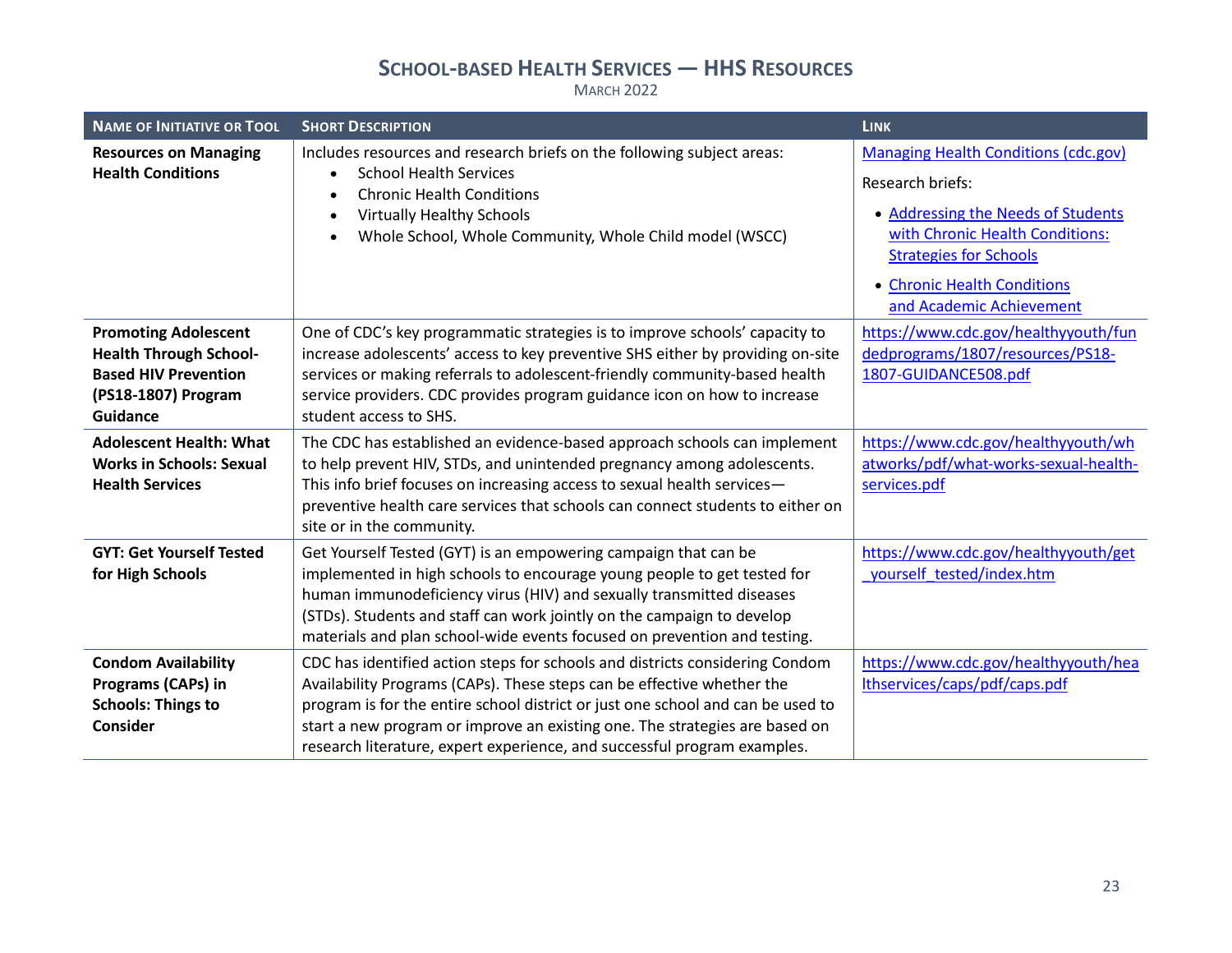# School-based Health Services — HHS Resources

March 2022

| Name of Initiative or Tool | Short Description | Link |
|---|---|---|
| **Resources on Managing Health Conditions** | Includes resources and research briefs on the following subject areas:<br>• School Health Services<br>• Chronic Health Conditions<br>• Virtually Healthy Schools<br>• Whole School, Whole Community, Whole Child model (WSCC) | Managing Health Conditions (cdc.gov)<br>Research briefs:<br>• Addressing the Needs of Students with Chronic Health Conditions: Strategies for Schools<br>• Chronic Health Conditions and Academic Achievement |
| **Promoting Adolescent Health Through School-Based HIV Prevention (PS18-1807) Program Guidance** | One of CDC's key programmatic strategies is to improve schools' capacity to increase adolescents' access to key preventive SHS either by providing on-site services or making referrals to adolescent-friendly community-based health service providers. CDC provides program guidance icon on how to increase student access to SHS. | https://www.cdc.gov/healthyyouth/fundedprograms/1807/resources/PS18-1807-GUIDANCE508.pdf |
| **Adolescent Health: What Works in Schools: Sexual Health Services** | The CDC has established an evidence-based approach schools can implement to help prevent HIV, STDs, and unintended pregnancy among adolescents. This info brief focuses on increasing access to sexual health services—preventive health care services that schools can connect students to either on site or in the community. | https://www.cdc.gov/healthyyouth/whatworks/pdf/what-works-sexual-health-services.pdf |
| **GYT: Get Yourself Tested for High Schools** | Get Yourself Tested (GYT) is an empowering campaign that can be implemented in high schools to encourage young people to get tested for human immunodeficiency virus (HIV) and sexually transmitted diseases (STDs). Students and staff can work jointly on the campaign to develop materials and plan school-wide events focused on prevention and testing. | https://www.cdc.gov/healthyyouth/get_yourself_tested/index.htm |
| **Condom Availability Programs (CAPs) in Schools: Things to Consider** | CDC has identified action steps for schools and districts considering Condom Availability Programs (CAPs). These steps can be effective whether the program is for the entire school district or just one school and can be used to start a new program or improve an existing one. The strategies are based on research literature, expert experience, and successful program examples. | https://www.cdc.gov/healthyyouth/healthservices/caps/pdf/caps.pdf |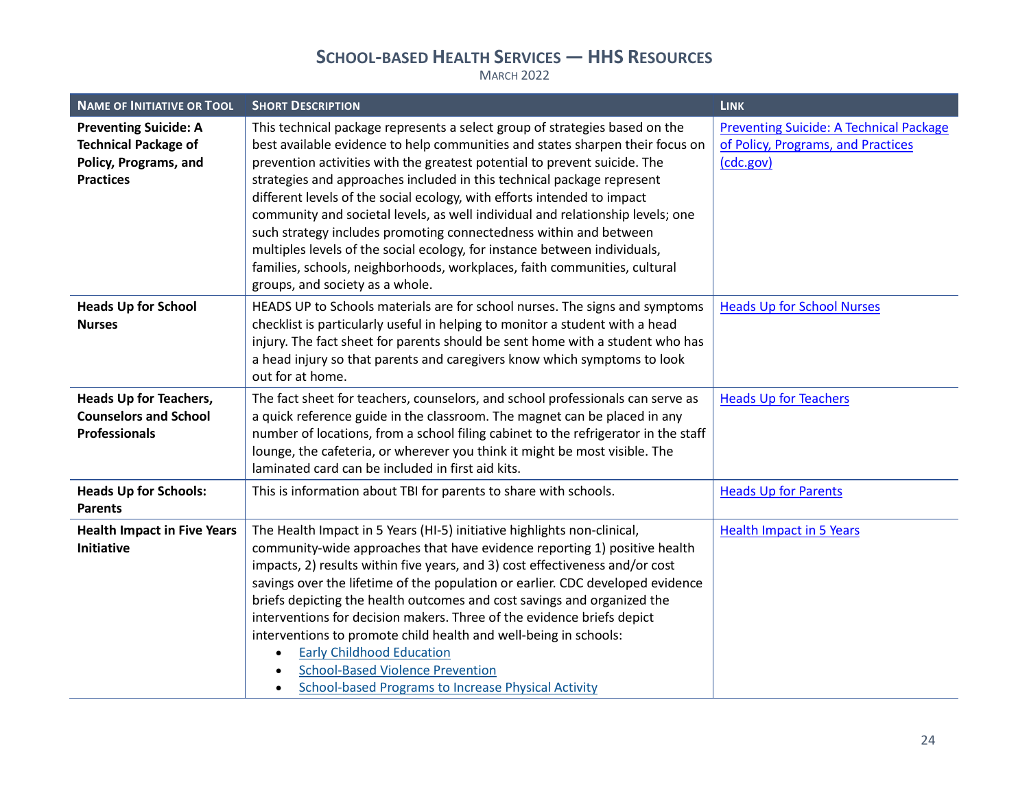# School-based Health Services — HHS Resources

March 2022

| Name of Initiative or Tool | Short Description | Link |
| --- | --- | --- |
| **Preventing Suicide: A Technical Package of Policy, Programs, and Practices** | This technical package represents a select group of strategies based on the best available evidence to help communities and states sharpen their focus on prevention activities with the greatest potential to prevent suicide. The strategies and approaches included in this technical package represent different levels of the social ecology, with efforts intended to impact community and societal levels, as well individual and relationship levels; one such strategy includes promoting connectedness within and between multiples levels of the social ecology, for instance between individuals, families, schools, neighborhoods, workplaces, faith communities, cultural groups, and society as a whole. | Preventing Suicide: A Technical Package of Policy, Programs, and Practices (cdc.gov) |
| **Heads Up for School Nurses** | HEADS UP to Schools materials are for school nurses. The signs and symptoms checklist is particularly useful in helping to monitor a student with a head injury. The fact sheet for parents should be sent home with a student who has a head injury so that parents and caregivers know which symptoms to look out for at home. | Heads Up for School Nurses |
| **Heads Up for Teachers, Counselors and School Professionals** | The fact sheet for teachers, counselors, and school professionals can serve as a quick reference guide in the classroom. The magnet can be placed in any number of locations, from a school filing cabinet to the refrigerator in the staff lounge, the cafeteria, or wherever you think it might be most visible. The laminated card can be included in first aid kits. | Heads Up for Teachers |
| **Heads Up for Schools: Parents** | This is information about TBI for parents to share with schools. | Heads Up for Parents |
| **Health Impact in Five Years Initiative** | The Health Impact in 5 Years (HI-5) initiative highlights non-clinical, community-wide approaches that have evidence reporting 1) positive health impacts, 2) results within five years, and 3) cost effectiveness and/or cost savings over the lifetime of the population or earlier. CDC developed evidence briefs depicting the health outcomes and cost savings and organized the interventions for decision makers. Three of the evidence briefs depict interventions to promote child health and well-being in schools: <br>• Early Childhood Education <br>• School-Based Violence Prevention <br>• School-based Programs to Increase Physical Activity | Health Impact in 5 Years |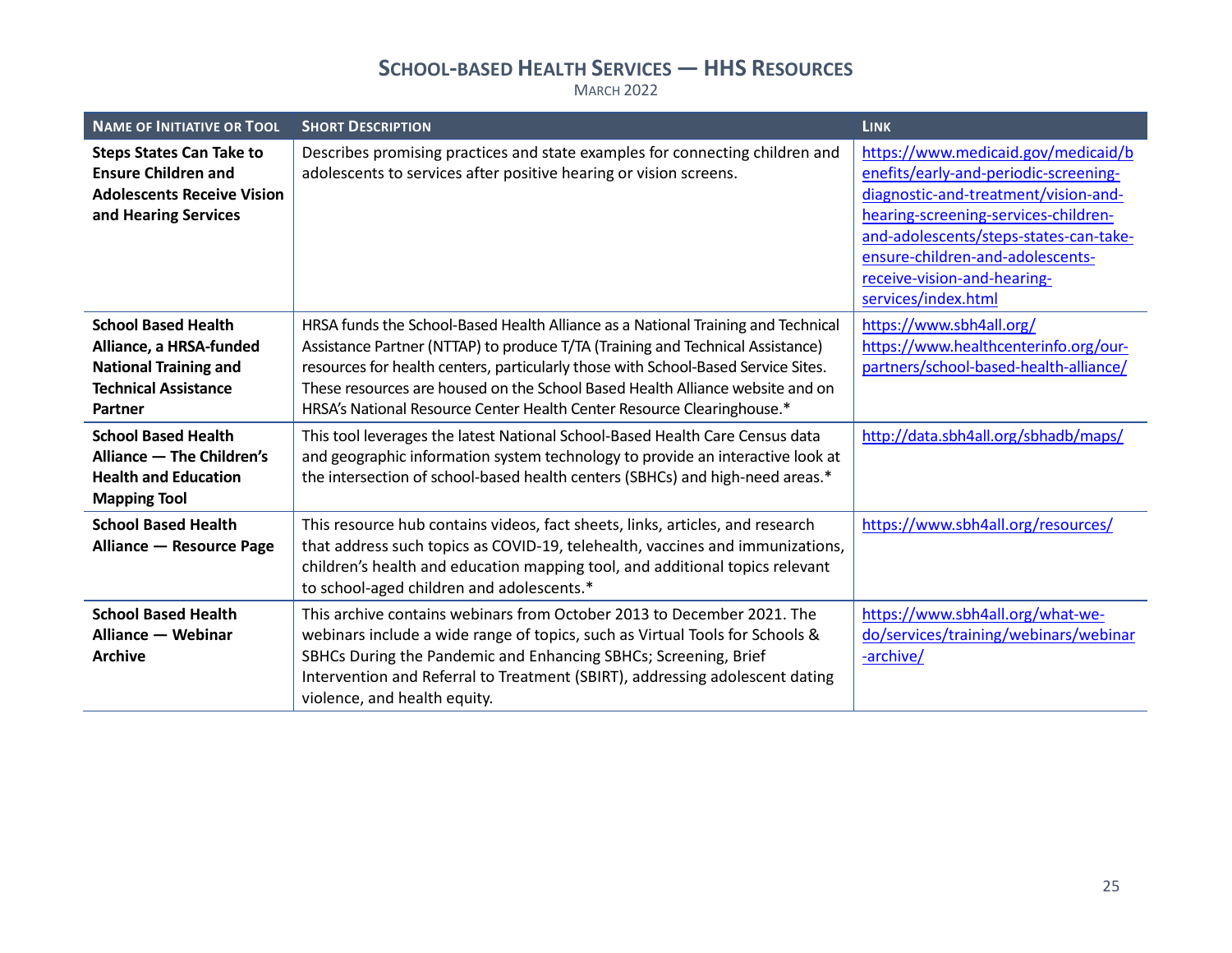# School-based Health Services — HHS Resources

March 2022

| Name of Initiative or Tool | Short Description | Link |
|---|---|---|
| **Steps States Can Take to Ensure Children and Adolescents Receive Vision and Hearing Services** | Describes promising practices and state examples for connecting children and adolescents to services after positive hearing or vision screens. | https://www.medicaid.gov/medicaid/benefits/early-and-periodic-screening-diagnostic-and-treatment/vision-and-hearing-screening-services-children-and-adolescents/steps-states-can-take-ensure-children-and-adolescents-receive-vision-and-hearing-services/index.html |
| **School Based Health Alliance, a HRSA-funded National Training and Technical Assistance Partner** | HRSA funds the School-Based Health Alliance as a National Training and Technical Assistance Partner (NTTAP) to produce T/TA (Training and Technical Assistance) resources for health centers, particularly those with School-Based Service Sites. These resources are housed on the School Based Health Alliance website and on HRSA's National Resource Center Health Center Resource Clearinghouse.* | https://www.sbh4all.org/ https://www.healthcenterinfo.org/our-partners/school-based-health-alliance/ |
| **School Based Health Alliance — The Children's Health and Education Mapping Tool** | This tool leverages the latest National School-Based Health Care Census data and geographic information system technology to provide an interactive look at the intersection of school-based health centers (SBHCs) and high-need areas.* | http://data.sbh4all.org/sbhadb/maps/ |
| **School Based Health Alliance — Resource Page** | This resource hub contains videos, fact sheets, links, articles, and research that address such topics as COVID-19, telehealth, vaccines and immunizations, children's health and education mapping tool, and additional topics relevant to school-aged children and adolescents.* | https://www.sbh4all.org/resources/ |
| **School Based Health Alliance — Webinar Archive** | This archive contains webinars from October 2013 to December 2021. The webinars include a wide range of topics, such as Virtual Tools for Schools & SBHCs During the Pandemic and Enhancing SBHCs; Screening, Brief Intervention and Referral to Treatment (SBIRT), addressing adolescent dating violence, and health equity. | https://www.sbh4all.org/what-we-do/services/training/webinars/webinar-archive/ |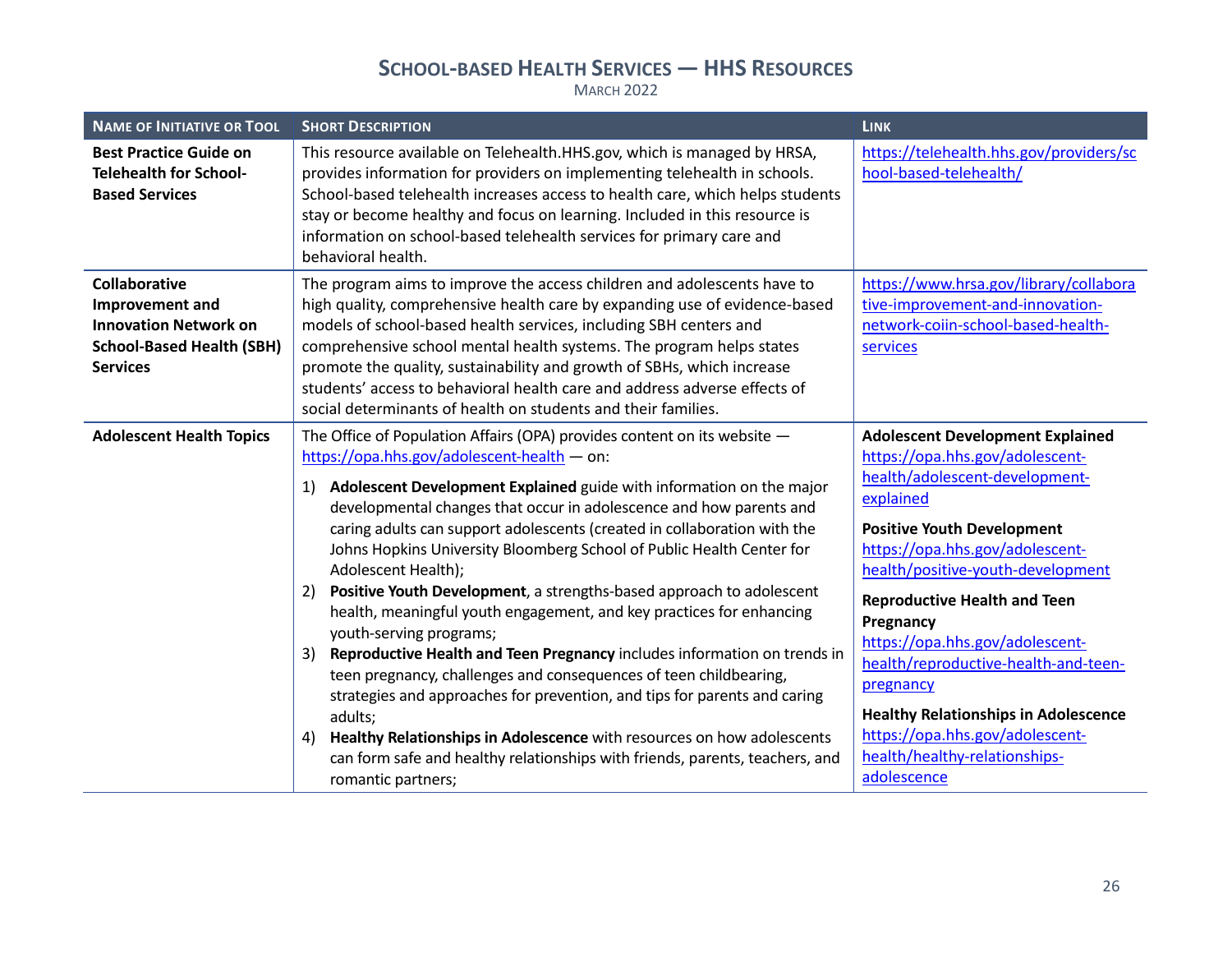# School-based Health Services — HHS Resources

March 2022

| Name of Initiative or Tool | Short Description | Link |
| --- | --- | --- |
| **Best Practice Guide on Telehealth for School-Based Services** | This resource available on Telehealth.HHS.gov, which is managed by HRSA, provides information for providers on implementing telehealth in schools. School-based telehealth increases access to health care, which helps students stay or become healthy and focus on learning. Included in this resource is information on school-based telehealth services for primary care and behavioral health. | https://telehealth.hhs.gov/providers/school-based-telehealth/ |
| **Collaborative Improvement and Innovation Network on School-Based Health (SBH) Services** | The program aims to improve the access children and adolescents have to high quality, comprehensive health care by expanding use of evidence-based models of school-based health services, including SBH centers and comprehensive school mental health systems. The program helps states promote the quality, sustainability and growth of SBHs, which increase students' access to behavioral health care and address adverse effects of social determinants of health on students and their families. | https://www.hrsa.gov/library/collaborative-improvement-and-innovation-network-coiin-school-based-health-services |
| **Adolescent Health Topics** | The Office of Population Affairs (OPA) provides content on its website — https://opa.hhs.gov/adolescent-health — on:<br>1) **Adolescent Development Explained** guide with information on the major developmental changes that occur in adolescence and how parents and caring adults can support adolescents (created in collaboration with the Johns Hopkins University Bloomberg School of Public Health Center for Adolescent Health);<br>2) **Positive Youth Development**, a strengths-based approach to adolescent health, meaningful youth engagement, and key practices for enhancing youth-serving programs;<br>3) **Reproductive Health and Teen Pregnancy** includes information on trends in teen pregnancy, challenges and consequences of teen childbearing, strategies and approaches for prevention, and tips for parents and caring adults;<br>4) **Healthy Relationships in Adolescence** with resources on how adolescents can form safe and healthy relationships with friends, parents, teachers, and romantic partners; | **Adolescent Development Explained**<br>https://opa.hhs.gov/adolescent-health/adolescent-development-explained<br>**Positive Youth Development**<br>https://opa.hhs.gov/adolescent-health/positive-youth-development<br>**Reproductive Health and Teen Pregnancy**<br>https://opa.hhs.gov/adolescent-health/reproductive-health-and-teen-pregnancy<br>**Healthy Relationships in Adolescence**<br>https://opa.hhs.gov/adolescent-health/healthy-relationships-adolescence |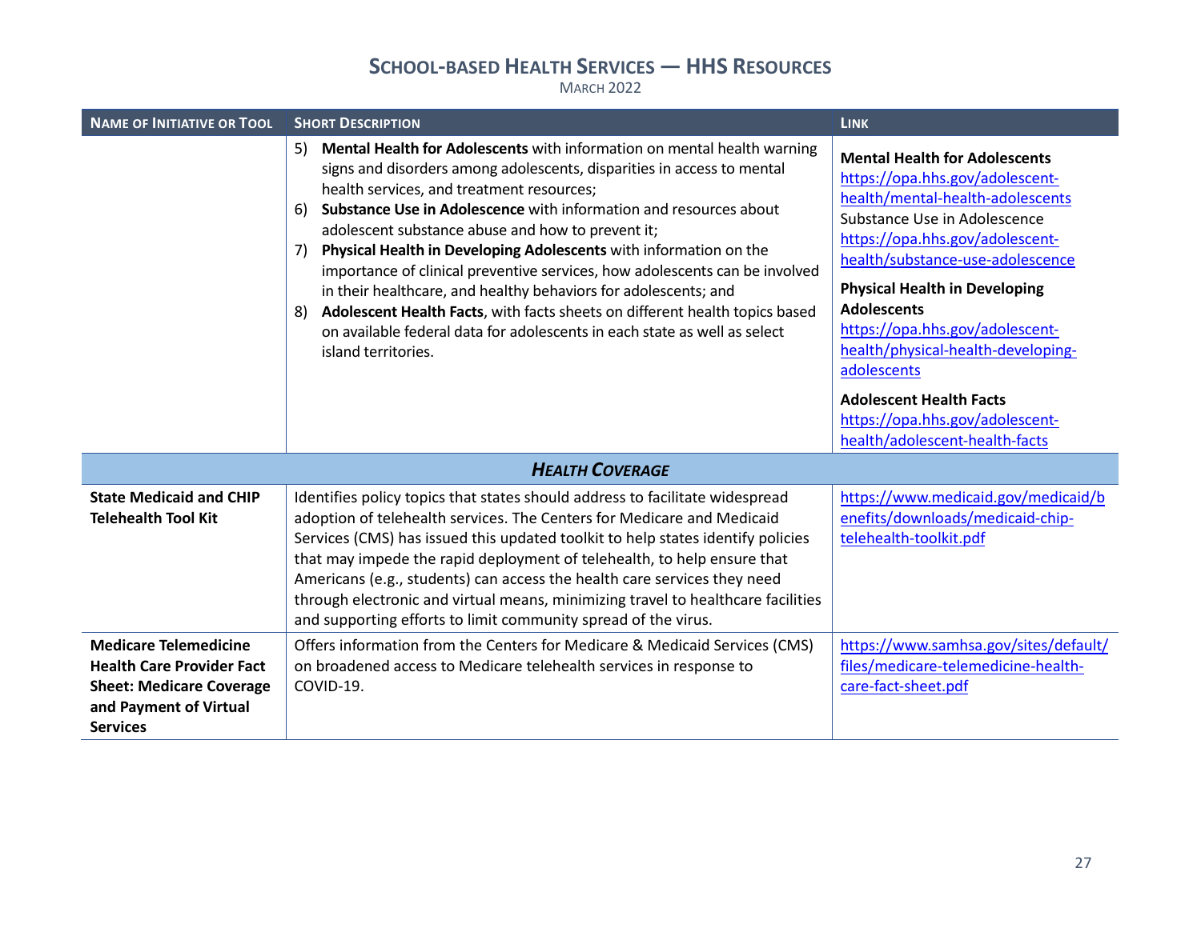| Name of Initiative or Tool | Short Description | Link |
|---|---|---|
| | 5) **Mental Health for Adolescents** with information on mental health warning signs and disorders among adolescents, disparities in access to mental health services, and treatment resources;<br>6) **Substance Use in Adolescence** with information and resources about adolescent substance abuse and how to prevent it;<br>7) **Physical Health in Developing Adolescents** with information on the importance of clinical preventive services, how adolescents can be involved in their healthcare, and healthy behaviors for adolescents; and<br>8) **Adolescent Health Facts**, with facts sheets on different health topics based on available federal data for adolescents in each state as well as select island territories. | **Mental Health for Adolescents** https://opa.hhs.gov/adolescent-health/mental-health-adolescents<br>Substance Use in Adolescence https://opa.hhs.gov/adolescent-health/substance-use-adolescence<br>**Physical Health in Developing Adolescents** https://opa.hhs.gov/adolescent-health/physical-health-developing-adolescents<br>**Adolescent Health Facts** https://opa.hhs.gov/adolescent-health/adolescent-health-facts |
| | ***Health Coverage*** | |
| **State Medicaid and CHIP Telehealth Tool Kit** | Identifies policy topics that states should address to facilitate widespread adoption of telehealth services. The Centers for Medicare and Medicaid Services (CMS) has issued this updated toolkit to help states identify policies that may impede the rapid deployment of telehealth, to help ensure that Americans (e.g., students) can access the health care services they need through electronic and virtual means, minimizing travel to healthcare facilities and supporting efforts to limit community spread of the virus. | https://www.medicaid.gov/medicaid/benefits/downloads/medicaid-chip-telehealth-toolkit.pdf |
| **Medicare Telemedicine Health Care Provider Fact Sheet: Medicare Coverage and Payment of Virtual Services** | Offers information from the Centers for Medicare & Medicaid Services (CMS) on broadened access to Medicare telehealth services in response to COVID-19. | https://www.samhsa.gov/sites/default/files/medicare-telemedicine-health-care-fact-sheet.pdf |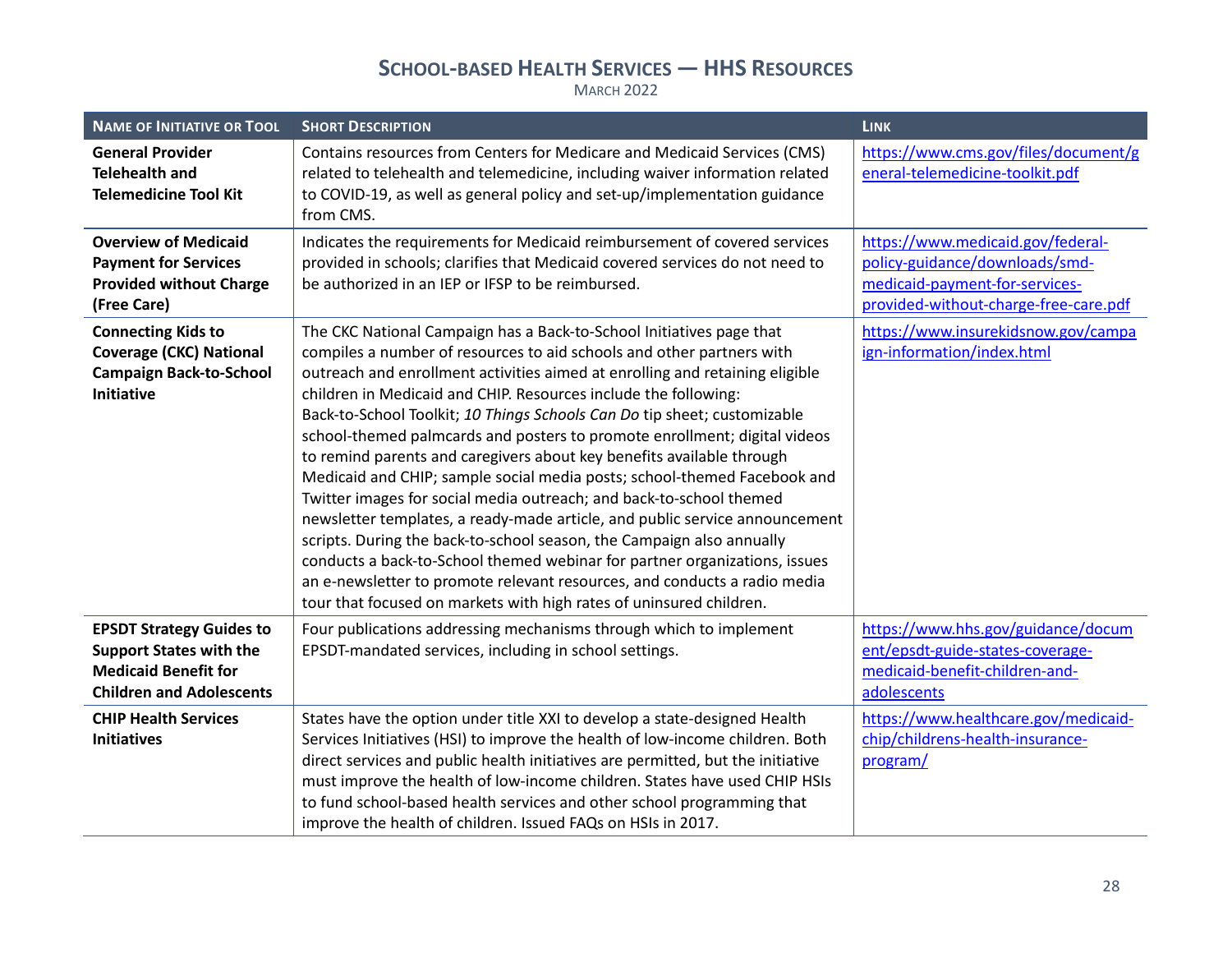## School-based Health Services — HHS Resources

March 2022

| Name of Initiative or Tool | Short Description | Link |
|---|---|---|
| **General Provider Telehealth and Telemedicine Tool Kit** | Contains resources from Centers for Medicare and Medicaid Services (CMS) related to telehealth and telemedicine, including waiver information related to COVID-19, as well as general policy and set-up/implementation guidance from CMS. | https://www.cms.gov/files/document/general-telemedicine-toolkit.pdf |
| **Overview of Medicaid Payment for Services Provided without Charge (Free Care)** | Indicates the requirements for Medicaid reimbursement of covered services provided in schools; clarifies that Medicaid covered services do not need to be authorized in an IEP or IFSP to be reimbursed. | https://www.medicaid.gov/federal-policy-guidance/downloads/smd-medicaid-payment-for-services-provided-without-charge-free-care.pdf |
| **Connecting Kids to Coverage (CKC) National Campaign Back-to-School Initiative** | The CKC National Campaign has a Back-to-School Initiatives page that compiles a number of resources to aid schools and other partners with outreach and enrollment activities aimed at enrolling and retaining eligible children in Medicaid and CHIP. Resources include the following: Back-to-School Toolkit; *10 Things Schools Can Do* tip sheet; customizable school-themed palmcards and posters to promote enrollment; digital videos to remind parents and caregivers about key benefits available through Medicaid and CHIP; sample social media posts; school-themed Facebook and Twitter images for social media outreach; and back-to-school themed newsletter templates, a ready-made article, and public service announcement scripts. During the back-to-school season, the Campaign also annually conducts a back-to-School themed webinar for partner organizations, issues an e-newsletter to promote relevant resources, and conducts a radio media tour that focused on markets with high rates of uninsured children. | https://www.insurekidsnow.gov/campaign-information/index.html |
| **EPSDT Strategy Guides to Support States with the Medicaid Benefit for Children and Adolescents** | Four publications addressing mechanisms through which to implement EPSDT-mandated services, including in school settings. | https://www.hhs.gov/guidance/document/epsdt-guide-states-coverage-medicaid-benefit-children-and-adolescents |
| **CHIP Health Services Initiatives** | States have the option under title XXI to develop a state-designed Health Services Initiatives (HSI) to improve the health of low-income children. Both direct services and public health initiatives are permitted, but the initiative must improve the health of low-income children. States have used CHIP HSIs to fund school-based health services and other school programming that improve the health of children. Issued FAQs on HSIs in 2017. | https://www.healthcare.gov/medicaid-chip/childrens-health-insurance-program/ |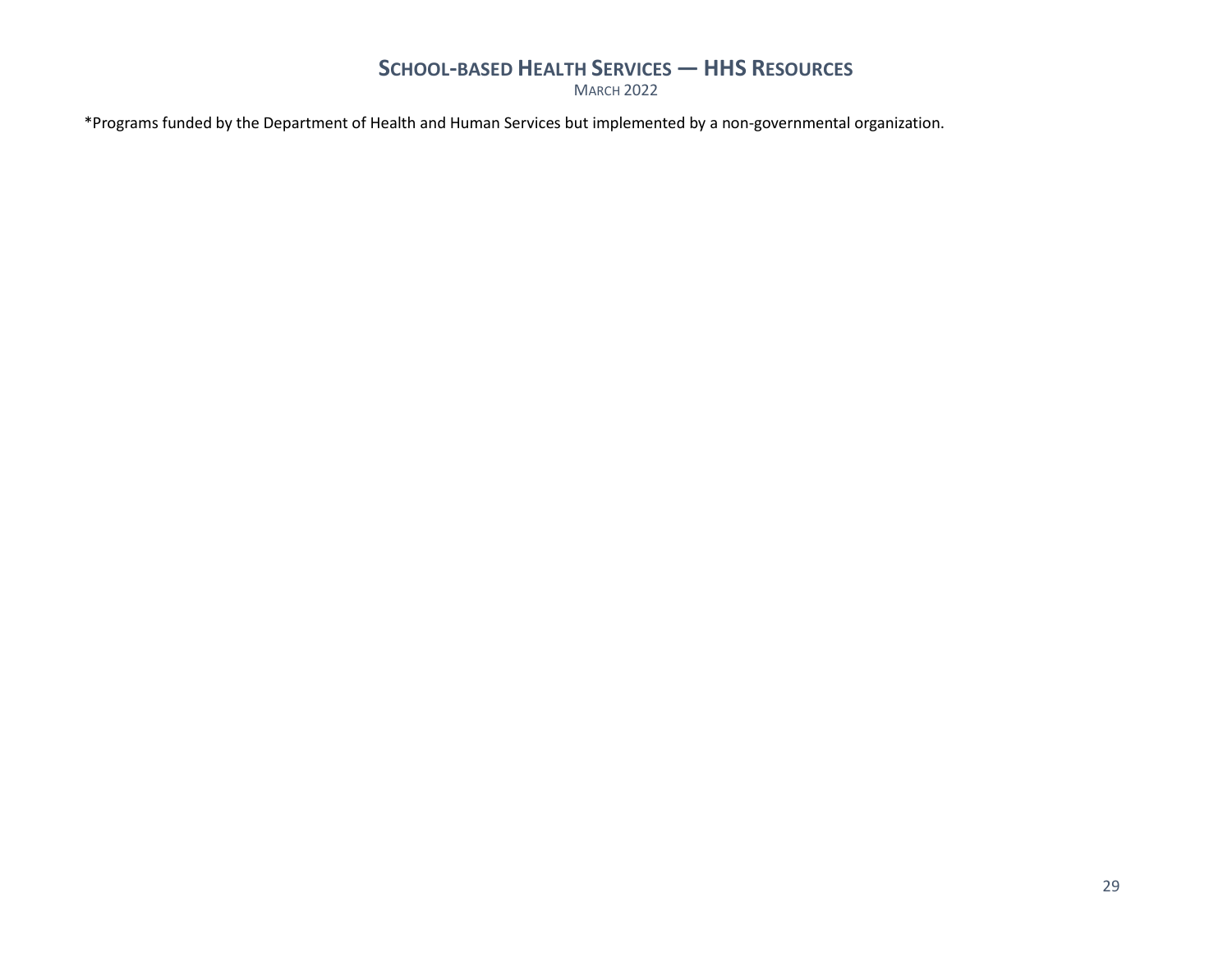*Programs funded by the Department of Health and Human Services but implemented by a non-governmental organization.